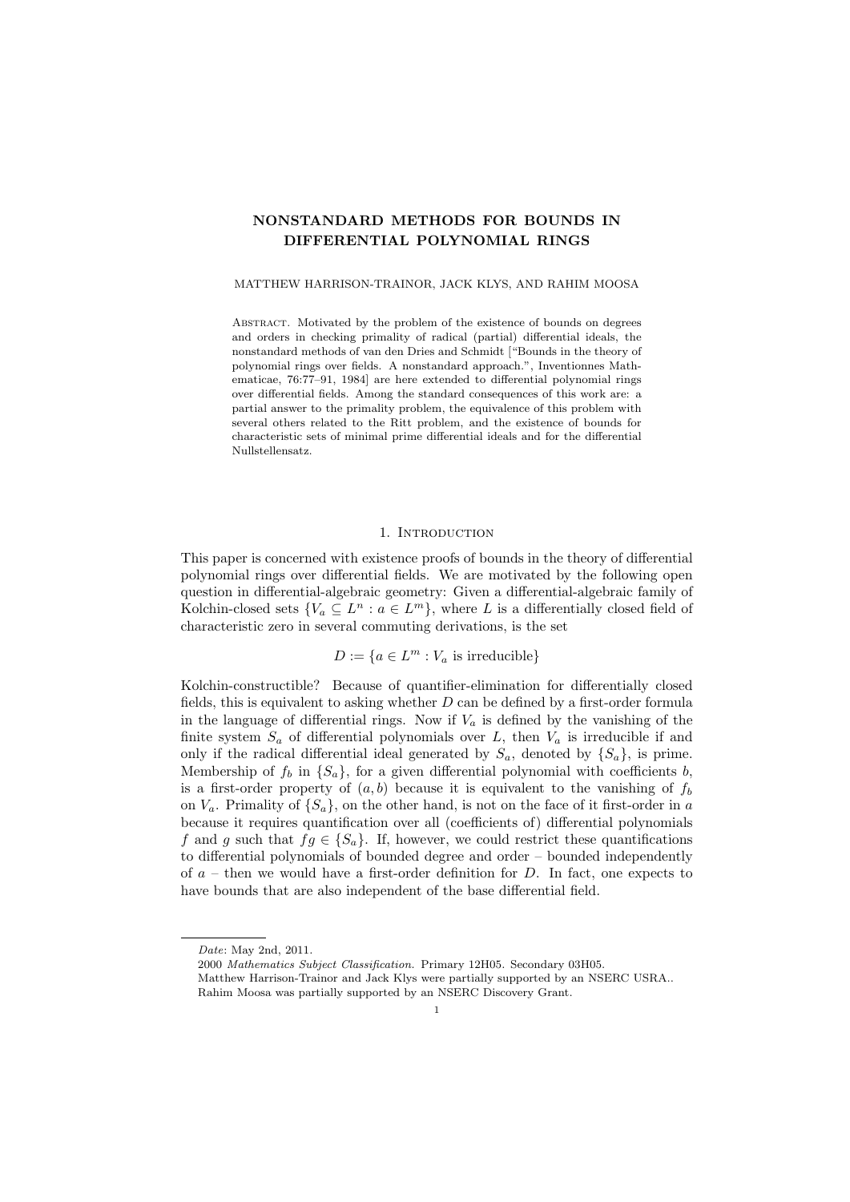# NONSTANDARD METHODS FOR BOUNDS IN DIFFERENTIAL POLYNOMIAL RINGS

MATTHEW HARRISON-TRAINOR, JACK KLYS, AND RAHIM MOOSA

Abstract. Motivated by the problem of the existence of bounds on degrees and orders in checking primality of radical (partial) differential ideals, the nonstandard methods of van den Dries and Schmidt ["Bounds in the theory of polynomial rings over fields. A nonstandard approach.", Inventionnes Mathematicae, 76:77–91, 1984] are here extended to differential polynomial rings over differential fields. Among the standard consequences of this work are: a partial answer to the primality problem, the equivalence of this problem with several others related to the Ritt problem, and the existence of bounds for characteristic sets of minimal prime differential ideals and for the differential Nullstellensatz.

## 1. Introduction

This paper is concerned with existence proofs of bounds in the theory of differential polynomial rings over differential fields. We are motivated by the following open question in differential-algebraic geometry: Given a differential-algebraic family of Kolchin-closed sets $\{V_a \subseteq L^n : a \in L^m\}$, where $L$ is a differentially closed field of characteristic zero in several commuting derivations, is the set

$$D := \{a \in L^m : V_a \text{ is irreducible}\}$$

Kolchin-constructible? Because of quantifier-elimination for differentially closed fields, this is equivalent to asking whether $D$ can be defined by a first-order formula in the language of differential rings. Now if $V_a$ is defined by the vanishing of the finite system $S_a$ of differential polynomials over $L$, then $V_a$ is irreducible if and only if the radical differential ideal generated by $S_a$, denoted by $\{S_a\}$, is prime. Membership of $f_b$ in $\{S_a\}$, for a given differential polynomial with coefficients $b$, is a first-order property of $(a, b)$ because it is equivalent to the vanishing of $f_b$ on $V_a$. Primality of $\{S_a\}$, on the other hand, is not on the face of it first-order in $a$ because it requires quantification over all (coefficients of) differential polynomials $f$ and $g$ such that $fg \in \{S_a\}$. If, however, we could restrict these quantifications to differential polynomials of bounded degree and order – bounded independently of $a$ – then we would have a first-order definition for $D$. In fact, one expects to have bounds that are also independent of the base differential field.

---

*Date*: May 2nd, 2011.

2000 *Mathematics Subject Classification*. Primary 12H05. Secondary 03H05.

Matthew Harrison-Trainor and Jack Klys were partially supported by an NSERC USRA..

Rahim Moosa was partially supported by an NSERC Discovery Grant.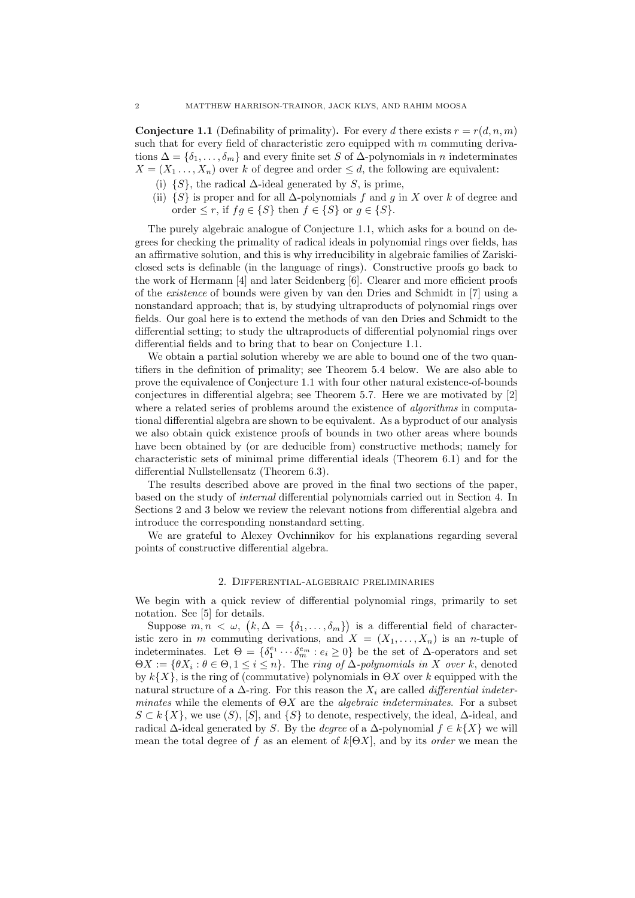**Conjecture 1.1** (Definability of primality)**.** For every $d$ there exists $r = r(d, n, m)$ such that for every field of characteristic zero equipped with $m$ commuting derivations $\Delta = \{\delta_1, \ldots, \delta_m\}$ and every finite set $S$ of $\Delta$-polynomials in $n$ indeterminates $X = (X_1 \ldots, X_n)$ over $k$ of degree and order $\leq d$, the following are equivalent:

(i) $\{S\}$, the radical $\Delta$-ideal generated by $S$, is prime,

(ii) $\{S\}$ is proper and for all $\Delta$-polynomials $f$ and $g$ in $X$ over $k$ of degree and order $\leq r$, if $fg \in \{S\}$ then $f \in \{S\}$ or $g \in \{S\}$.

The purely algebraic analogue of Conjecture 1.1, which asks for a bound on degrees for checking the primality of radical ideals in polynomial rings over fields, has an affirmative solution, and this is why irreducibility in algebraic families of Zariski-closed sets is definable (in the language of rings). Constructive proofs go back to the work of Hermann [4] and later Seidenberg [6]. Clearer and more efficient proofs of the *existence* of bounds were given by van den Dries and Schmidt in [7] using a nonstandard approach; that is, by studying ultraproducts of polynomial rings over fields. Our goal here is to extend the methods of van den Dries and Schmidt to the differential setting; to study the ultraproducts of differential polynomial rings over differential fields and to bring that to bear on Conjecture 1.1.

We obtain a partial solution whereby we are able to bound one of the two quantifiers in the definition of primality; see Theorem 5.4 below. We are also able to prove the equivalence of Conjecture 1.1 with four other natural existence-of-bounds conjectures in differential algebra; see Theorem 5.7. Here we are motivated by [2] where a related series of problems around the existence of *algorithms* in computational differential algebra are shown to be equivalent. As a byproduct of our analysis we also obtain quick existence proofs of bounds in two other areas where bounds have been obtained by (or are deducible from) constructive methods; namely for characteristic sets of minimal prime differential ideals (Theorem 6.1) and for the differential Nullstellensatz (Theorem 6.3).

The results described above are proved in the final two sections of the paper, based on the study of *internal* differential polynomials carried out in Section 4. In Sections 2 and 3 below we review the relevant notions from differential algebra and introduce the corresponding nonstandard setting.

We are grateful to Alexey Ovchinnikov for his explanations regarding several points of constructive differential algebra.

## 2. Differential-algebraic preliminaries

We begin with a quick review of differential polynomial rings, primarily to set notation. See [5] for details.

Suppose $m, n < \omega$, $\big(k, \Delta = \{\delta_1, \ldots, \delta_m\}\big)$ is a differential field of characteristic zero in $m$ commuting derivations, and $X = (X_1, \ldots, X_n)$ is an $n$-tuple of indeterminates. Let $\Theta = \{\delta_1^{e_1} \cdots \delta_m^{e_m} : e_i \geq 0\}$ be the set of $\Delta$-operators and set $\Theta X := \{\theta X_i : \theta \in \Theta, 1 \leq i \leq n\}$. The *ring of $\Delta$-polynomials in $X$ over $k$*, denoted by $k\{X\}$, is the ring of (commutative) polynomials in $\Theta X$ over $k$ equipped with the natural structure of a $\Delta$-ring. For this reason the $X_i$ are called *differential indeterminates* while the elements of $\Theta X$ are the *algebraic indeterminates*. For a subset $S \subset k\{X\}$, we use $(S)$, $[S]$, and $\{S\}$ to denote, respectively, the ideal, $\Delta$-ideal, and radical $\Delta$-ideal generated by $S$. By the *degree* of a $\Delta$-polynomial $f \in k\{X\}$ we will mean the total degree of $f$ as an element of $k[\Theta X]$, and by its *order* we mean the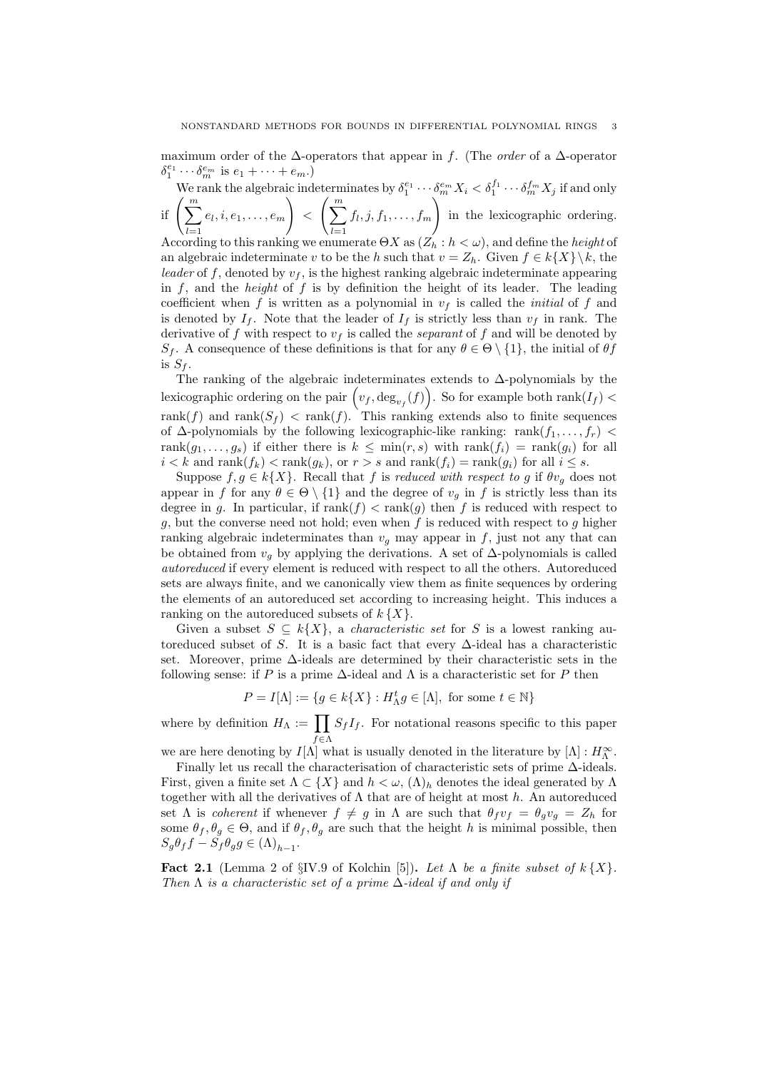maximum order of the $\Delta$-operators that appear in $f$. (The *order* of a $\Delta$-operator $\delta_1^{e_1}\cdots\delta_m^{e_m}$ is $e_1+\cdots+e_m$.)

We rank the algebraic indeterminates by $\delta_1^{e_1}\cdots\delta_m^{e_m}X_i < \delta_1^{f_1}\cdots\delta_m^{f_m}X_j$ if and only if $\left(\sum_{l=1}^m e_l, i, e_1, \ldots, e_m\right) < \left(\sum_{l=1}^m f_l, j, f_1, \ldots, f_m\right)$ in the lexicographic ordering. According to this ranking we enumerate $\Theta X$ as $(Z_h : h < \omega)$, and define the *height* of an algebraic indeterminate $v$ to be the $h$ such that $v = Z_h$. Given $f \in k\{X\}\setminus k$, the *leader* of $f$, denoted by $v_f$, is the highest ranking algebraic indeterminate appearing in $f$, and the *height* of $f$ is by definition the height of its leader. The leading coefficient when $f$ is written as a polynomial in $v_f$ is called the *initial* of $f$ and is denoted by $I_f$. Note that the leader of $I_f$ is strictly less than $v_f$ in rank. The derivative of $f$ with respect to $v_f$ is called the *separant* of $f$ and will be denoted by $S_f$. A consequence of these definitions is that for any $\theta \in \Theta\setminus\{1\}$, the initial of $\theta f$ is $S_f$.

The ranking of the algebraic indeterminates extends to $\Delta$-polynomials by the lexicographic ordering on the pair $\left(v_f, \deg_{v_f}(f)\right)$. So for example both $\operatorname{rank}(I_f) < \operatorname{rank}(f)$ and $\operatorname{rank}(S_f) < \operatorname{rank}(f)$. This ranking extends also to finite sequences of $\Delta$-polynomials by the following lexicographic-like ranking: $\operatorname{rank}(f_1,\ldots,f_r) < \operatorname{rank}(g_1,\ldots,g_s)$ if either there is $k \le \min(r,s)$ with $\operatorname{rank}(f_i) = \operatorname{rank}(g_i)$ for all $i < k$ and $\operatorname{rank}(f_k) < \operatorname{rank}(g_k)$, or $r > s$ and $\operatorname{rank}(f_i) = \operatorname{rank}(g_i)$ for all $i \le s$.

Suppose $f, g \in k\{X\}$. Recall that $f$ is *reduced with respect to* $g$ if $\theta v_g$ does not appear in $f$ for any $\theta \in \Theta\setminus\{1\}$ and the degree of $v_g$ in $f$ is strictly less than its degree in $g$. In particular, if $\operatorname{rank}(f) < \operatorname{rank}(g)$ then $f$ is reduced with respect to $g$, but the converse need not hold; even when $f$ is reduced with respect to $g$ higher ranking algebraic indeterminates than $v_g$ may appear in $f$, just not any that can be obtained from $v_g$ by applying the derivations. A set of $\Delta$-polynomials is called *autoreduced* if every element is reduced with respect to all the others. Autoreduced sets are always finite, and we canonically view them as finite sequences by ordering the elements of an autoreduced set according to increasing height. This induces a ranking on the autoreduced subsets of $k\{X\}$.

Given a subset $S \subseteq k\{X\}$, a *characteristic set* for $S$ is a lowest ranking autoreduced subset of $S$. It is a basic fact that every $\Delta$-ideal has a characteristic set. Moreover, prime $\Delta$-ideals are determined by their characteristic sets in the following sense: if $P$ is a prime $\Delta$-ideal and $\Lambda$ is a characteristic set for $P$ then

$$P = I[\Lambda] := \{g \in k\{X\} : H_\Lambda^t g \in [\Lambda], \text{ for some } t \in \mathbb{N}\}$$

where by definition $H_\Lambda := \prod_{f\in\Lambda} S_f I_f$. For notational reasons specific to this paper we are here denoting by $I[\Lambda]$ what is usually denoted in the literature by $[\Lambda] : H_\Lambda^\infty$.

Finally let us recall the characterisation of characteristic sets of prime $\Delta$-ideals. First, given a finite set $\Lambda \subset \{X\}$ and $h < \omega$, $(\Lambda)_h$ denotes the ideal generated by $\Lambda$ together with all the derivatives of $\Lambda$ that are of height at most $h$. An autoreduced set $\Lambda$ is *coherent* if whenever $f \neq g$ in $\Lambda$ are such that $\theta_f v_f = \theta_g v_g = Z_h$ for some $\theta_f, \theta_g \in \Theta$, and if $\theta_f, \theta_g$ are such that the height $h$ is minimal possible, then $S_g\theta_f f - S_f\theta_g g \in (\Lambda)_{h-1}$.

**Fact 2.1** (Lemma 2 of §IV.9 of Kolchin [5])**.** *Let $\Lambda$ be a finite subset of $k\{X\}$. Then $\Lambda$ is a characteristic set of a prime $\Delta$-ideal if and only if*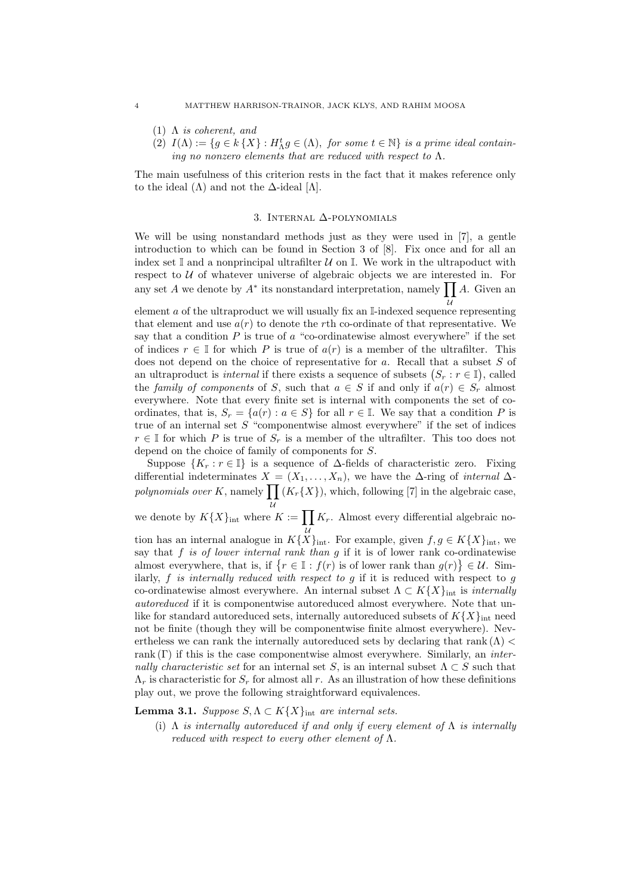(1) $\Lambda$ *is coherent, and*

(2) $I(\Lambda) := \{g \in k\{X\} : H_\Lambda^t g \in (\Lambda),$ *for some* $t \in \mathbb{N}\}$ *is a prime ideal containing no nonzero elements that are reduced with respect to* $\Lambda$.

The main usefulness of this criterion rests in the fact that it makes reference only to the ideal $(\Lambda)$ and not the $\Delta$-ideal $[\Lambda]$.

## 3. Internal $\Delta$-polynomials

We will be using nonstandard methods just as they were used in [7], a gentle introduction to which can be found in Section 3 of [8]. Fix once and for all an index set $\mathbb{I}$ and a nonprincipal ultrafilter $\mathcal{U}$ on $\mathbb{I}$. We work in the ultrapoduct with respect to $\mathcal{U}$ of whatever universe of algebraic objects we are interested in. For any set $A$ we denote by $A^*$ its nonstandard interpretation, namely $\prod_{\mathcal{U}} A$. Given an element $a$ of the ultraproduct we will usually fix an $\mathbb{I}$-indexed sequence representing that element and use $a(r)$ to denote the $r$th co-ordinate of that representative. We say that a condition $P$ is true of $a$ "co-ordinatewise almost everywhere" if the set of indices $r \in \mathbb{I}$ for which $P$ is true of $a(r)$ is a member of the ultrafilter. This does not depend on the choice of representative for $a$. Recall that a subset $S$ of an ultraproduct is *internal* if there exists a sequence of subsets $(S_r : r \in \mathbb{I})$, called the *family of components* of $S$, such that $a \in S$ if and only if $a(r) \in S_r$ almost everywhere. Note that every finite set is internal with components the set of co-ordinates, that is, $S_r = \{a(r) : a \in S\}$ for all $r \in \mathbb{I}$. We say that a condition $P$ is true of an internal set $S$ "componentwise almost everywhere" if the set of indices $r \in \mathbb{I}$ for which $P$ is true of $S_r$ is a member of the ultrafilter. This too does not depend on the choice of family of components for $S$.

Suppose $\{K_r : r \in \mathbb{I}\}$ is a sequence of $\Delta$-fields of characteristic zero. Fixing differential indeterminates $X = (X_1, \ldots, X_n)$, we have the $\Delta$-ring of *internal $\Delta$-polynomials over $K$*, namely $\prod_{\mathcal{U}} (K_r\{X\})$, which, following [7] in the algebraic case, we denote by $K\{X\}_{\text{int}}$ where $K := \prod_{\mathcal{U}} K_r$. Almost every differential algebraic notion has an internal analogue in $K\{X\}_{\text{int}}$. For example, given $f, g \in K\{X\}_{\text{int}}$, we say that $f$ *is of lower internal rank than* $g$ if it is of lower rank co-ordinatewise almost everywhere, that is, if $\{r \in \mathbb{I} : f(r) \text{ is of lower rank than } g(r)\} \in \mathcal{U}$. Similarly, $f$ *is internally reduced with respect to* $g$ if it is reduced with respect to $g$ co-ordinatewise almost everywhere. An internal subset $\Lambda \subset K\{X\}_{\text{int}}$ is *internally autoreduced* if it is componentwise autoreduced almost everywhere. Note that unlike for standard autoreduced sets, internally autoreduced subsets of $K\{X\}_{\text{int}}$ need not be finite (though they will be componentwise finite almost everywhere). Nevertheless we can rank the internally autoreduced sets by declaring that $\text{rank}(\Lambda) < \text{rank}(\Gamma)$ if this is the case componentwise almost everywhere. Similarly, an *internally characteristic set* for an internal set $S$, is an internal subset $\Lambda \subset S$ such that $\Lambda_r$ is characteristic for $S_r$ for almost all $r$. As an illustration of how these definitions play out, we prove the following straightforward equivalences.

**Lemma 3.1.** *Suppose* $S, \Lambda \subset K\{X\}_{\text{int}}$ *are internal sets.*

(i) $\Lambda$ *is internally autoreduced if and only if every element of* $\Lambda$ *is internally reduced with respect to every other element of* $\Lambda$.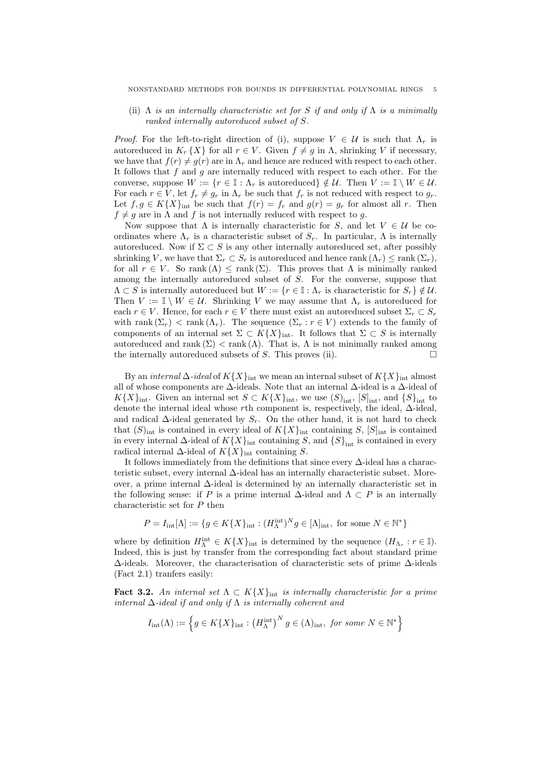(ii) $\Lambda$ *is an internally characteristic set for* $S$ *if and only if* $\Lambda$ *is a minimally ranked internally autoreduced subset of* $S$.

*Proof.* For the left-to-right direction of (i), suppose $V \in \mathcal{U}$ is such that $\Lambda_r$ is autoreduced in $K_r\{X\}$ for all $r \in V$. Given $f \neq g$ in $\Lambda$, shrinking $V$ if necessary, we have that $f(r) \neq g(r)$ are in $\Lambda_r$ and hence are reduced with respect to each other. It follows that $f$ and $g$ are internally reduced with respect to each other. For the converse, suppose $W := \{r \in \mathbb{I} : \Lambda_r \text{ is autoreduced}\} \notin \mathcal{U}$. Then $V := \mathbb{I} \setminus W \in \mathcal{U}$. For each $r \in V$, let $f_r \neq g_r$ in $\Lambda_r$ be such that $f_r$ is not reduced with respect to $g_r$. Let $f, g \in K\{X\}_{\text{int}}$ be such that $f(r) = f_r$ and $g(r) = g_r$ for almost all $r$. Then $f \neq g$ are in $\Lambda$ and $f$ is not internally reduced with respect to $g$.

Now suppose that $\Lambda$ is internally characteristic for $S$, and let $V \in \mathcal{U}$ be coordinates where $\Lambda_r$ is a characteristic subset of $S_r$. In particular, $\Lambda$ is internally autoreduced. Now if $\Sigma \subset S$ is any other internally autoreduced set, after possibly shrinking $V$, we have that $\Sigma_r \subset S_r$ is autoreduced and hence $\operatorname{rank}(\Lambda_r) \leq \operatorname{rank}(\Sigma_r)$, for all $r \in V$. So $\operatorname{rank}(\Lambda) \leq \operatorname{rank}(\Sigma)$. This proves that $\Lambda$ is minimally ranked among the internally autoreduced subset of $S$. For the converse, suppose that $\Lambda \subset S$ is internally autoreduced but $W := \{r \in \mathbb{I} : \Lambda_r \text{ is characteristic for } S_r\} \notin \mathcal{U}$. Then $V := \mathbb{I} \setminus W \in \mathcal{U}$. Shrinking $V$ we may assume that $\Lambda_r$ is autoreduced for each $r \in V$. Hence, for each $r \in V$ there must exist an autoreduced subset $\Sigma_r \subset S_r$ with $\operatorname{rank}(\Sigma_r) < \operatorname{rank}(\Lambda_r)$. The sequence $(\Sigma_r : r \in V)$ extends to the family of components of an internal set $\Sigma \subset K\{X\}_{\text{int}}$. It follows that $\Sigma \subset S$ is internally autoreduced and $\operatorname{rank}(\Sigma) < \operatorname{rank}(\Lambda)$. That is, $\Lambda$ is not minimally ranked among the internally autoreduced subsets of $S$. This proves (ii). $\square$

By an *internal* $\Delta$*-ideal* of $K\{X\}_{\text{int}}$ we mean an internal subset of $K\{X\}_{\text{int}}$ almost all of whose components are $\Delta$-ideals. Note that an internal $\Delta$-ideal is a $\Delta$-ideal of $K\{X\}_{\text{int}}$. Given an internal set $S \subset K\{X\}_{\text{int}}$, we use $(S)_{\text{int}}$, $[S]_{\text{int}}$, and $\{S\}_{\text{int}}$ to denote the internal ideal whose $r$th component is, respectively, the ideal, $\Delta$-ideal, and radical $\Delta$-ideal generated by $S_r$. On the other hand, it is not hard to check that $(S)_{\text{int}}$ is contained in every ideal of $K\{X\}_{\text{int}}$ containing $S$, $[S]_{\text{int}}$ is contained in every internal $\Delta$-ideal of $K\{X\}_{\text{int}}$ containing $S$, and $\{S\}_{\text{int}}$ is contained in every radical internal $\Delta$-ideal of $K\{X\}_{\text{int}}$ containing $S$.

It follows immediately from the definitions that since every $\Delta$-ideal has a characteristic subset, every internal $\Delta$-ideal has an internally characteristic subset. Moreover, a prime internal $\Delta$-ideal is determined by an internally characteristic set in the following sense: if $P$ is a prime internal $\Delta$-ideal and $\Lambda \subset P$ is an internally characteristic set for $P$ then

$$P = I_{\text{int}}[\Lambda] := \{g \in K\{X\}_{\text{int}} : (H_\Lambda^{\text{int}})^N g \in [\Lambda]_{\text{int}}, \text{ for some } N \in \mathbb{N}^*\}$$

where by definition $H_\Lambda^{\text{int}} \in K\{X\}_{\text{int}}$ is determined by the sequence $(H_{\Lambda_r} : r \in \mathbb{I})$. Indeed, this is just by transfer from the corresponding fact about standard prime $\Delta$-ideals. Moreover, the characterisation of characteristic sets of prime $\Delta$-ideals (Fact 2.1) tranfers easily:

**Fact 3.2.** *An internal set* $\Lambda \subset K\{X\}_{\text{int}}$ *is internally characteristic for a prime internal* $\Delta$*-ideal if and only if* $\Lambda$ *is internally coherent and*

$$I_{\text{int}}(\Lambda) := \left\{g \in K\{X\}_{\text{int}} : \left(H_\Lambda^{\text{int}}\right)^N g \in (\Lambda)_{\text{int}}, \text{ for some } N \in \mathbb{N}^*\right\}$$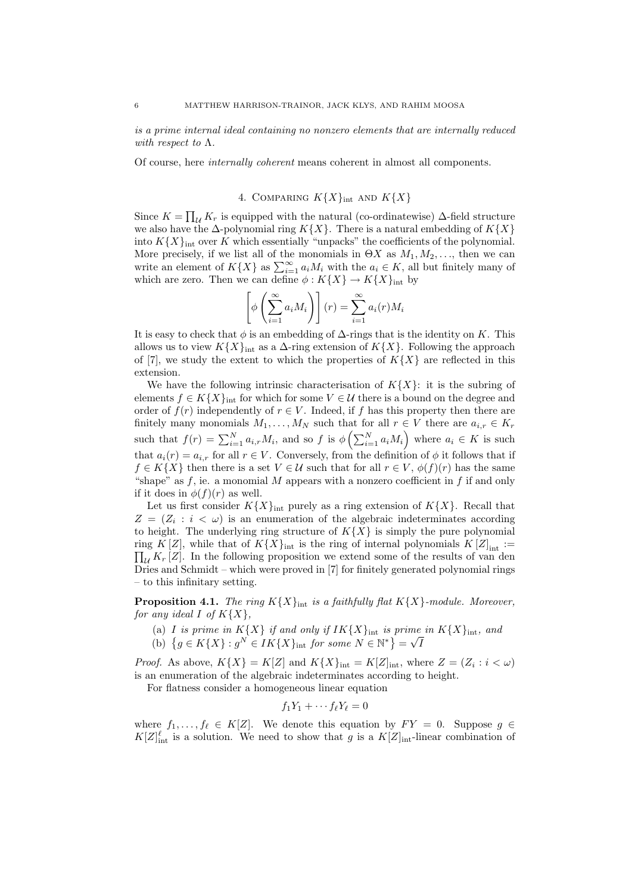*is a prime internal ideal containing no nonzero elements that are internally reduced with respect to* $\Lambda$.

Of course, here *internally coherent* means coherent in almost all components.

## 4. Comparing $K\{X\}_{\rm int}$ and $K\{X\}$

Since $K = \prod_{\mathcal{U}} K_r$ is equipped with the natural (co-ordinatewise) $\Delta$-field structure we also have the $\Delta$-polynomial ring $K\{X\}$. There is a natural embedding of $K\{X\}$ into $K\{X\}_{\rm int}$ over $K$ which essentially "unpacks" the coefficients of the polynomial. More precisely, if we list all of the monomials in $\Theta X$ as $M_1, M_2, \ldots$, then we can write an element of $K\{X\}$ as $\sum_{i=1}^{\infty} a_i M_i$ with the $a_i \in K$, all but finitely many of which are zero. Then we can define $\phi : K\{X\} \to K\{X\}_{\rm int}$ by

$$\left[\phi\left(\sum_{i=1}^{\infty} a_i M_i\right)\right](r) = \sum_{i=1}^{\infty} a_i(r) M_i$$

It is easy to check that $\phi$ is an embedding of $\Delta$-rings that is the identity on $K$. This allows us to view $K\{X\}_{\rm int}$ as a $\Delta$-ring extension of $K\{X\}$. Following the approach of [7], we study the extent to which the properties of $K\{X\}$ are reflected in this extension.

We have the following intrinsic characterisation of $K\{X\}$: it is the subring of elements $f \in K\{X\}_{\rm int}$ for which for some $V \in \mathcal{U}$ there is a bound on the degree and order of $f(r)$ independently of $r \in V$. Indeed, if $f$ has this property then there are finitely many monomials $M_1, \ldots, M_N$ such that for all $r \in V$ there are $a_{i,r} \in K_r$ such that $f(r) = \sum_{i=1}^{N} a_{i,r} M_i$, and so $f$ is $\phi\left(\sum_{i=1}^{N} a_i M_i\right)$ where $a_i \in K$ is such that $a_i(r) = a_{i,r}$ for all $r \in V$. Conversely, from the definition of $\phi$ it follows that if $f \in K\{X\}$ then there is a set $V \in \mathcal{U}$ such that for all $r \in V$, $\phi(f)(r)$ has the same "shape" as $f$, ie. a monomial $M$ appears with a nonzero coefficient in $f$ if and only if it does in $\phi(f)(r)$ as well.

Let us first consider $K\{X\}_{\rm int}$ purely as a ring extension of $K\{X\}$. Recall that $Z = (Z_i : i < \omega)$ is an enumeration of the algebraic indeterminates according to height. The underlying ring structure of $K\{X\}$ is simply the pure polynomial ring $K[Z]$, while that of $K\{X\}_{\rm int}$ is the ring of internal polynomials $K[Z]_{\rm int} := \prod_{\mathcal{U}} K_r[Z]$. In the following proposition we extend some of the results of van den Dries and Schmidt – which were proved in [7] for finitely generated polynomial rings – to this infinitary setting.

**Proposition 4.1.** *The ring $K\{X\}_{\rm int}$ is a faithfully flat $K\{X\}$-module. Moreover, for any ideal $I$ of $K\{X\}$,*

(a) *$I$ is prime in $K\{X\}$ if and only if $IK\{X\}_{\rm int}$ is prime in $K\{X\}_{\rm int}$, and*
(b) $\left\{g \in K\{X\} : g^N \in IK\{X\}_{\rm int} \text{ for some } N \in \mathbb{N}^*\right\} = \sqrt{I}$

*Proof.* As above, $K\{X\} = K[Z]$ and $K\{X\}_{\rm int} = K[Z]_{\rm int}$, where $Z = (Z_i : i < \omega)$ is an enumeration of the algebraic indeterminates according to height.

For flatness consider a homogeneous linear equation

$$f_1 Y_1 + \cdots f_\ell Y_\ell = 0$$

where $f_1, \ldots, f_\ell \in K[Z]$. We denote this equation by $FY = 0$. Suppose $g \in K[Z]_{\rm int}^{\ell}$ is a solution. We need to show that $g$ is a $K[Z]_{\rm int}$-linear combination of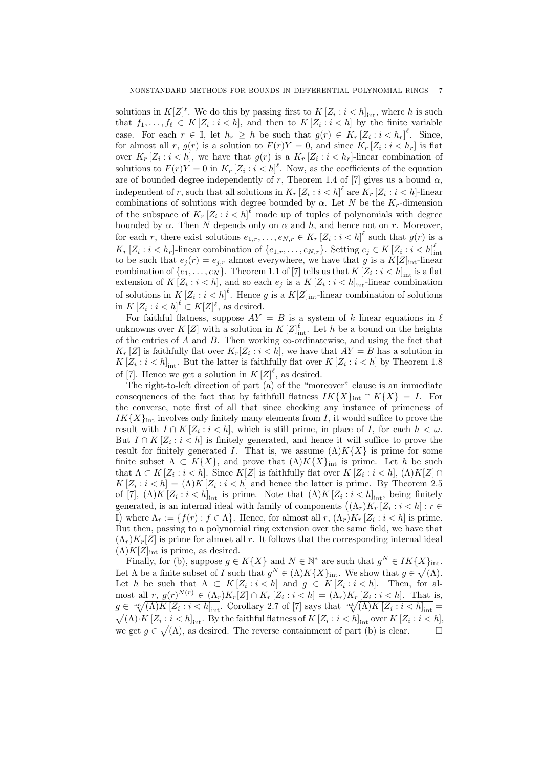solutions in $K[Z]^\ell$. We do this by passing first to $K\left[Z_i : i < h\right]_{\mathrm{int}}$, where $h$ is such that $f_1, \ldots, f_\ell \in K\left[Z_i : i < h\right]$, and then to $K\left[Z_i : i < h\right]$ by the finite variable case. For each $r \in \mathbb{I}$, let $h_r \geq h$ be such that $g(r) \in K_r\left[Z_i : i < h_r\right]^\ell$. Since, for almost all $r$, $g(r)$ is a solution to $F(r)Y = 0$, and since $K_r\left[Z_i : i < h_r\right]$ is flat over $K_r\left[Z_i : i < h\right]$, we have that $g(r)$ is a $K_r\left[Z_i : i < h_r\right]$-linear combination of solutions to $F(r)Y = 0$ in $K_r\left[Z_i : i < h\right]^\ell$. Now, as the coefficients of the equation are of bounded degree independently of $r$, Theorem 1.4 of [7] gives us a bound $\alpha$, independent of $r$, such that all solutions in $K_r\left[Z_i : i < h\right]^\ell$ are $K_r\left[Z_i : i < h\right]$-linear combinations of solutions with degree bounded by $\alpha$. Let $N$ be the $K_r$-dimension of the subspace of $K_r\left[Z_i : i < h\right]^\ell$ made up of tuples of polynomials with degree bounded by $\alpha$. Then $N$ depends only on $\alpha$ and $h$, and hence not on $r$. Moreover, for each $r$, there exist solutions $e_{1,r}, \ldots, e_{N,r} \in K_r\left[Z_i : i < h\right]^\ell$ such that $g(r)$ is a $K_r\left[Z_i : i < h_r\right]$-linear combination of $\{e_{1,r}, \ldots, e_{N,r}\}$. Setting $e_j \in K\left[Z_i : i < h\right]_{\mathrm{int}}^\ell$ to be such that $e_j(r) = e_{j,r}$ almost everywhere, we have that $g$ is a $K[Z]_{\mathrm{int}}$-linear combination of $\{e_1, \ldots, e_N\}$. Theorem 1.1 of [7] tells us that $K\left[Z_i : i < h\right]_{\mathrm{int}}$ is a flat extension of $K\left[Z_i : i < h\right]$, and so each $e_j$ is a $K\left[Z_i : i < h\right]_{\mathrm{int}}$-linear combination of solutions in $K\left[Z_i : i < h\right]^\ell$. Hence $g$ is a $K[Z]_{\mathrm{int}}$-linear combination of solutions in $K\left[Z_i : i < h\right]^\ell \subset K[Z]^\ell$, as desired.

For faithful flatness, suppose $AY = B$ is a system of $k$ linear equations in $\ell$ unknowns over $K\left[Z\right]$ with a solution in $K\left[Z\right]_{\mathrm{int}}^\ell$. Let $h$ be a bound on the heights of the entries of $A$ and $B$. Then working co-ordinatewise, and using the fact that $K_r\left[Z\right]$ is faithfully flat over $K_r[Z_i : i < h]$, we have that $AY = B$ has a solution in $K\left[Z_i : i < h\right]_{\mathrm{int}}$. But the latter is faithfully flat over $K\left[Z_i : i < h\right]$ by Theorem 1.8 of [7]. Hence we get a solution in $K\left[Z\right]^\ell$, as desired.

The right-to-left direction of part (a) of the "moreover" clause is an immediate consequences of the fact that by faithfull flatness $IK\{X\}_{\mathrm{int}} \cap K\{X\} = I$. For the converse, note first of all that since checking any instance of primeness of $IK\{X\}_{\mathrm{int}}$ involves only finitely many elements from $I$, it would suffice to prove the result with $I \cap K\left[Z_i : i < h\right]$, which is still prime, in place of $I$, for each $h < \omega$. But $I \cap K\left[Z_i : i < h\right]$ is finitely generated, and hence it will suffice to prove the result for finitely generated $I$. That is, we assume $(\Lambda)K\{X\}$ is prime for some finite subset $\Lambda \subset K\{X\}$, and prove that $(\Lambda)K\{X\}_{\mathrm{int}}$ is prime. Let $h$ be such that $\Lambda \subset K\left[Z_i : i < h\right]$. Since $K[Z]$ is faithfully flat over $K\left[Z_i : i < h\right]$, $(\Lambda)K[Z] \cap K\left[Z_i : i < h\right] = (\Lambda)K\left[Z_i : i < h\right]$ and hence the latter is prime. By Theorem 2.5 of [7], $(\Lambda)K\left[Z_i : i < h\right]_{\mathrm{int}}$ is prime. Note that $(\Lambda)K\left[Z_i : i < h\right]_{\mathrm{int}}$, being finitely generated, is an internal ideal with family of components $\big((\Lambda_r)K_r\left[Z_i : i < h\right] : r \in \mathbb{I}\big)$ where $\Lambda_r := \{f(r) : f \in \Lambda\}$. Hence, for almost all $r$, $(\Lambda_r)K_r\left[Z_i : i < h\right]$ is prime. But then, passing to a polynomial ring extension over the same field, we have that $(\Lambda_r)K_r[Z]$ is prime for almost all $r$. It follows that the corresponding internal ideal $(\Lambda)K[Z]_{\mathrm{int}}$ is prime, as desired.

Finally, for (b), suppose $g \in K\{X\}$ and $N \in \mathbb{N}^*$ are such that $g^N \in IK\{X\}_{\mathrm{int}}$. Let $\Lambda$ be a finite subset of $I$ such that $g^N \in (\Lambda)K\{X\}_{\mathrm{int}}$. We show that $g \in \sqrt{(\Lambda)}$. Let $h$ be such that $\Lambda \subset K\left[Z_i : i < h\right]$ and $g \in K\left[Z_i : i < h\right]$. Then, for almost all $r$, $g(r)^{N(r)} \in (\Lambda_r)K_r[Z] \cap K_r\left[Z_i : i < h\right] = (\Lambda_r)K_r\left[Z_i : i < h\right]$. That is, $g \in \sqrt[\mathrm{int}]{(\Lambda)K\left[Z_i : i < h\right]_{\mathrm{int}}}$. Corollary 2.7 of [7] says that $\sqrt[\mathrm{int}]{(\Lambda)K\left[Z_i : i < h\right]_{\mathrm{int}}} = \sqrt{(\Lambda)}\cdot K\left[Z_i : i < h\right]_{\mathrm{int}}$. By the faithful flatness of $K\left[Z_i : i < h\right]_{\mathrm{int}}$ over $K\left[Z_i : i < h\right]$, we get $g \in \sqrt{(\Lambda)}$, as desired. The reverse containment of part (b) is clear. $\square$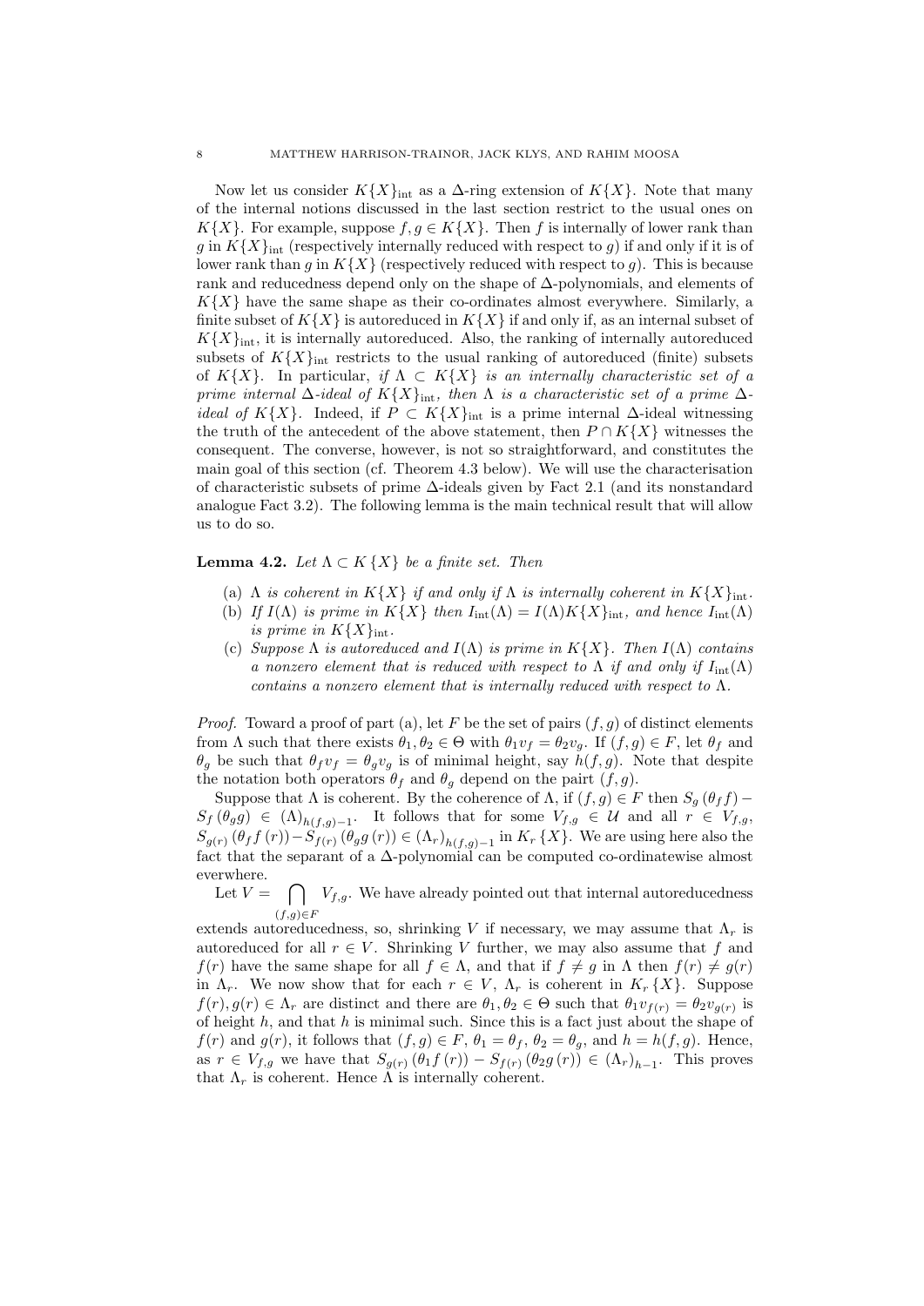Now let us consider $K\{X\}_{\rm int}$ as a $\Delta$-ring extension of $K\{X\}$. Note that many of the internal notions discussed in the last section restrict to the usual ones on $K\{X\}$. For example, suppose $f, g \in K\{X\}$. Then $f$ is internally of lower rank than $g$ in $K\{X\}_{\rm int}$ (respectively internally reduced with respect to $g$) if and only if it is of lower rank than $g$ in $K\{X\}$ (respectively reduced with respect to $g$). This is because rank and reducedness depend only on the shape of $\Delta$-polynomials, and elements of $K\{X\}$ have the same shape as their co-ordinates almost everywhere. Similarly, a finite subset of $K\{X\}$ is autoreduced in $K\{X\}$ if and only if, as an internal subset of $K\{X\}_{\rm int}$, it is internally autoreduced. Also, the ranking of internally autoreduced subsets of $K\{X\}_{\rm int}$ restricts to the usual ranking of autoreduced (finite) subsets of $K\{X\}$. In particular, *if $\Lambda \subset K\{X\}$ is an internally characteristic set of a prime internal $\Delta$-ideal of $K\{X\}_{\rm int}$, then $\Lambda$ is a characteristic set of a prime $\Delta$-ideal of $K\{X\}$.* Indeed, if $P \subset K\{X\}_{\rm int}$ is a prime internal $\Delta$-ideal witnessing the truth of the antecedent of the above statement, then $P \cap K\{X\}$ witnesses the consequent. The converse, however, is not so straightforward, and constitutes the main goal of this section (cf. Theorem 4.3 below). We will use the characterisation of characteristic subsets of prime $\Delta$-ideals given by Fact 2.1 (and its nonstandard analogue Fact 3.2). The following lemma is the main technical result that will allow us to do so.

**Lemma 4.2.** *Let $\Lambda \subset K\{X\}$ be a finite set. Then*

(a) *$\Lambda$ is coherent in $K\{X\}$ if and only if $\Lambda$ is internally coherent in $K\{X\}_{\rm int}$.*
(b) *If $I(\Lambda)$ is prime in $K\{X\}$ then $I_{\rm int}(\Lambda) = I(\Lambda)K\{X\}_{\rm int}$, and hence $I_{\rm int}(\Lambda)$ is prime in $K\{X\}_{\rm int}$.*
(c) *Suppose $\Lambda$ is autoreduced and $I(\Lambda)$ is prime in $K\{X\}$. Then $I(\Lambda)$ contains a nonzero element that is reduced with respect to $\Lambda$ if and only if $I_{\rm int}(\Lambda)$ contains a nonzero element that is internally reduced with respect to $\Lambda$.*

*Proof.* Toward a proof of part (a), let $F$ be the set of pairs $(f, g)$ of distinct elements from $\Lambda$ such that there exists $\theta_1, \theta_2 \in \Theta$ with $\theta_1 v_f = \theta_2 v_g$. If $(f, g) \in F$, let $\theta_f$ and $\theta_g$ be such that $\theta_f v_f = \theta_g v_g$ is of minimal height, say $h(f, g)$. Note that despite the notation both operators $\theta_f$ and $\theta_g$ depend on the pair $(f, g)$.

Suppose that $\Lambda$ is coherent. By the coherence of $\Lambda$, if $(f, g) \in F$ then $S_g(\theta_f f) - S_f(\theta_g g) \in (\Lambda)_{h(f,g)-1}$. It follows that for some $V_{f,g} \in \mathcal{U}$ and all $r \in V_{f,g}$, $S_{g(r)}(\theta_f f(r)) - S_{f(r)}(\theta_g g(r)) \in (\Lambda_r)_{h(f,g)-1}$ in $K_r\{X\}$. We are using here also the fact that the separant of a $\Delta$-polynomial can be computed co-ordinatewise almost everwhere.

Let $V = \bigcap_{(f,g) \in F} V_{f,g}$. We have already pointed out that internal autoreducedness extends autoreducedness, so, shrinking $V$ if necessary, we may assume that $\Lambda_r$ is autoreduced for all $r \in V$. Shrinking $V$ further, we may also assume that $f$ and $f(r)$ have the same shape for all $f \in \Lambda$, and that if $f \neq g$ in $\Lambda$ then $f(r) \neq g(r)$ in $\Lambda_r$. We now show that for each $r \in V$, $\Lambda_r$ is coherent in $K_r\{X\}$. Suppose $f(r), g(r) \in \Lambda_r$ are distinct and there are $\theta_1, \theta_2 \in \Theta$ such that $\theta_1 v_{f(r)} = \theta_2 v_{g(r)}$ is of height $h$, and that $h$ is minimal such. Since this is a fact just about the shape of $f(r)$ and $g(r)$, it follows that $(f, g) \in F$, $\theta_1 = \theta_f$, $\theta_2 = \theta_g$, and $h = h(f, g)$. Hence, as $r \in V_{f,g}$ we have that $S_{g(r)}(\theta_1 f(r)) - S_{f(r)}(\theta_2 g(r)) \in (\Lambda_r)_{h-1}$. This proves that $\Lambda_r$ is coherent. Hence $\Lambda$ is internally coherent.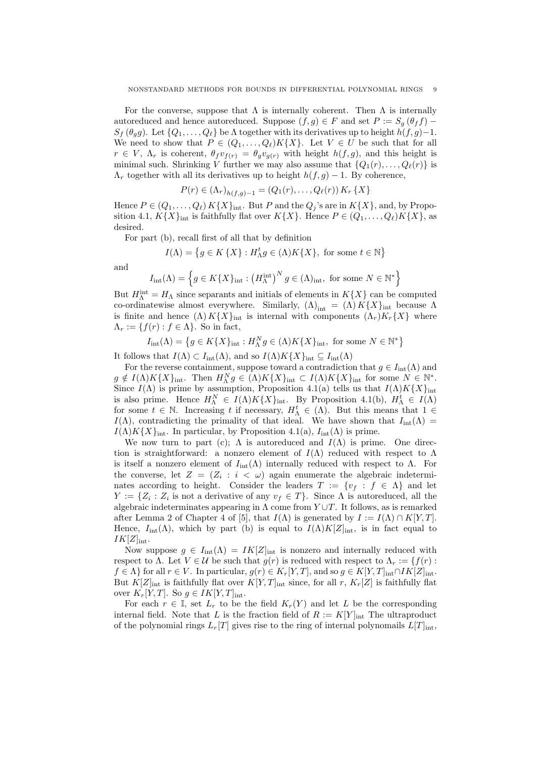For the converse, suppose that $\Lambda$ is internally coherent. Then $\Lambda$ is internally autoreduced and hence autoreduced. Suppose $(f, g) \in F$ and set $P := S_g(\theta_f f) - S_f(\theta_g g)$. Let $\{Q_1, \ldots, Q_\ell\}$ be $\Lambda$ together with its derivatives up to height $h(f,g)-1$. We need to show that $P \in (Q_1, \ldots, Q_\ell)K\{X\}$. Let $V \in U$ be such that for all $r \in V$, $\Lambda_r$ is coherent, $\theta_f v_{f(r)} = \theta_g v_{g(r)}$ with height $h(f,g)$, and this height is minimal such. Shrinking $V$ further we may also assume that $\{Q_1(r), \ldots, Q_\ell(r)\}$ is $\Lambda_r$ together with all its derivatives up to height $h(f,g)-1$. By coherence,

$$P(r) \in (\Lambda_r)_{h(f,g)-1} = (Q_1(r), \ldots, Q_\ell(r))\, K_r\, \{X\}$$

Hence $P \in (Q_1, \ldots, Q_\ell)\, K\{X\}_{\mathrm{int}}$. But $P$ and the $Q_j$'s are in $K\{X\}$, and, by Proposition 4.1, $K\{X\}_{\mathrm{int}}$ is faithfully flat over $K\{X\}$. Hence $P \in (Q_1, \ldots, Q_\ell)K\{X\}$, as desired.

For part (b), recall first of all that by definition

$$I(\Lambda) = \left\{g \in K\{X\} : H_\Lambda^t g \in (\Lambda)K\{X\}, \text{ for some } t \in \mathbb{N}\right\}$$

and

$$I_{\mathrm{int}}(\Lambda) = \left\{g \in K\{X\}_{\mathrm{int}} : \left(H_\Lambda^{\mathrm{int}}\right)^N g \in (\Lambda)_{\mathrm{int}}, \text{ for some } N \in \mathbb{N}^*\right\}$$

But $H_\Lambda^{\mathrm{int}} = H_\Lambda$ since separants and initials of elements in $K\{X\}$ can be computed co-ordinatewise almost everywhere. Similarly, $(\Lambda)_{\mathrm{int}} = (\Lambda)\, K\{X\}_{\mathrm{int}}$ because $\Lambda$ is finite and hence $(\Lambda)\, K\{X\}_{\mathrm{int}}$ is internal with components $(\Lambda_r)K_r\{X\}$ where $\Lambda_r := \{f(r) : f \in \Lambda\}$. So in fact,

$$I_{\mathrm{int}}(\Lambda) = \left\{g \in K\{X\}_{\mathrm{int}} : H_\Lambda^N g \in (\Lambda)K\{X\}_{\mathrm{int}}, \text{ for some } N \in \mathbb{N}^*\right\}$$

It follows that $I(\Lambda) \subset I_{\mathrm{int}}(\Lambda)$, and so $I(\Lambda)K\{X\}_{\mathrm{int}} \subseteq I_{\mathrm{int}}(\Lambda)$

For the reverse containment, suppose toward a contradiction that $g \in I_{\mathrm{int}}(\Lambda)$ and $g \notin I(\Lambda)K\{X\}_{\mathrm{int}}$. Then $H_\Lambda^N g \in (\Lambda)K\{X\}_{\mathrm{int}} \subset I(\Lambda)K\{X\}_{\mathrm{int}}$ for some $N \in \mathbb{N}^*$. Since $I(\Lambda)$ is prime by assumption, Proposition 4.1(a) tells us that $I(\Lambda)K\{X\}_{\mathrm{int}}$ is also prime. Hence $H_\Lambda^N \in I(\Lambda)K\{X\}_{\mathrm{int}}$. By Proposition 4.1(b), $H_\Lambda^t \in I(\Lambda)$ for some $t \in \mathbb{N}$. Increasing $t$ if necessary, $H_\Lambda^t \in (\Lambda)$. But this means that $1 \in I(\Lambda)$, contradicting the primality of that ideal. We have shown that $I_{\mathrm{int}}(\Lambda) = I(\Lambda)K\{X\}_{\mathrm{int}}$. In particular, by Proposition 4.1(a), $I_{\mathrm{int}}(\Lambda)$ is prime.

We now turn to part (c); $\Lambda$ is autoreduced and $I(\Lambda)$ is prime. One direction is straightforward: a nonzero element of $I(\Lambda)$ reduced with respect to $\Lambda$ is itself a nonzero element of $I_{\mathrm{int}}(\Lambda)$ internally reduced with respect to $\Lambda$. For the converse, let $Z = (Z_i : i < \omega)$ again enumerate the algebraic indeterminates according to height. Consider the leaders $T := \{v_f : f \in \Lambda\}$ and let $Y := \{Z_i : Z_i \text{ is not a derivative of any } v_f \in T\}$. Since $\Lambda$ is autoreduced, all the algebraic indeterminates appearing in $\Lambda$ come from $Y \cup T$. It follows, as is remarked after Lemma 2 of Chapter 4 of [5], that $I(\Lambda)$ is generated by $I := I(\Lambda) \cap K[Y,T]$. Hence, $I_{\mathrm{int}}(\Lambda)$, which by part (b) is equal to $I(\Lambda)K[Z]_{\mathrm{int}}$, is in fact equal to $IK[Z]_{\mathrm{int}}$.

Now suppose $g \in I_{\mathrm{int}}(\Lambda) = IK[Z]_{\mathrm{int}}$ is nonzero and internally reduced with respect to $\Lambda$. Let $V \in \mathcal{U}$ be such that $g(r)$ is reduced with respect to $\Lambda_r := \{f(r) : f \in \Lambda\}$ for all $r \in V$. In particular, $g(r) \in K_r[Y,T]$, and so $g \in K[Y,T]_{\mathrm{int}} \cap IK[Z]_{\mathrm{int}}$. But $K[Z]_{\mathrm{int}}$ is faithfully flat over $K[Y,T]_{\mathrm{int}}$ since, for all $r$, $K_r[Z]$ is faithfully flat over $K_r[Y,T]$. So $g \in IK[Y,T]_{\mathrm{int}}$.

For each $r \in \mathbb{I}$, set $L_r$ to be the field $K_r(Y)$ and let $L$ be the corresponding internal field. Note that $L$ is the fraction field of $R := K[Y]_{\mathrm{int}}$ The ultraproduct of the polynomial rings $L_r[T]$ gives rise to the ring of internal polynomails $L[T]_{\mathrm{int}}$,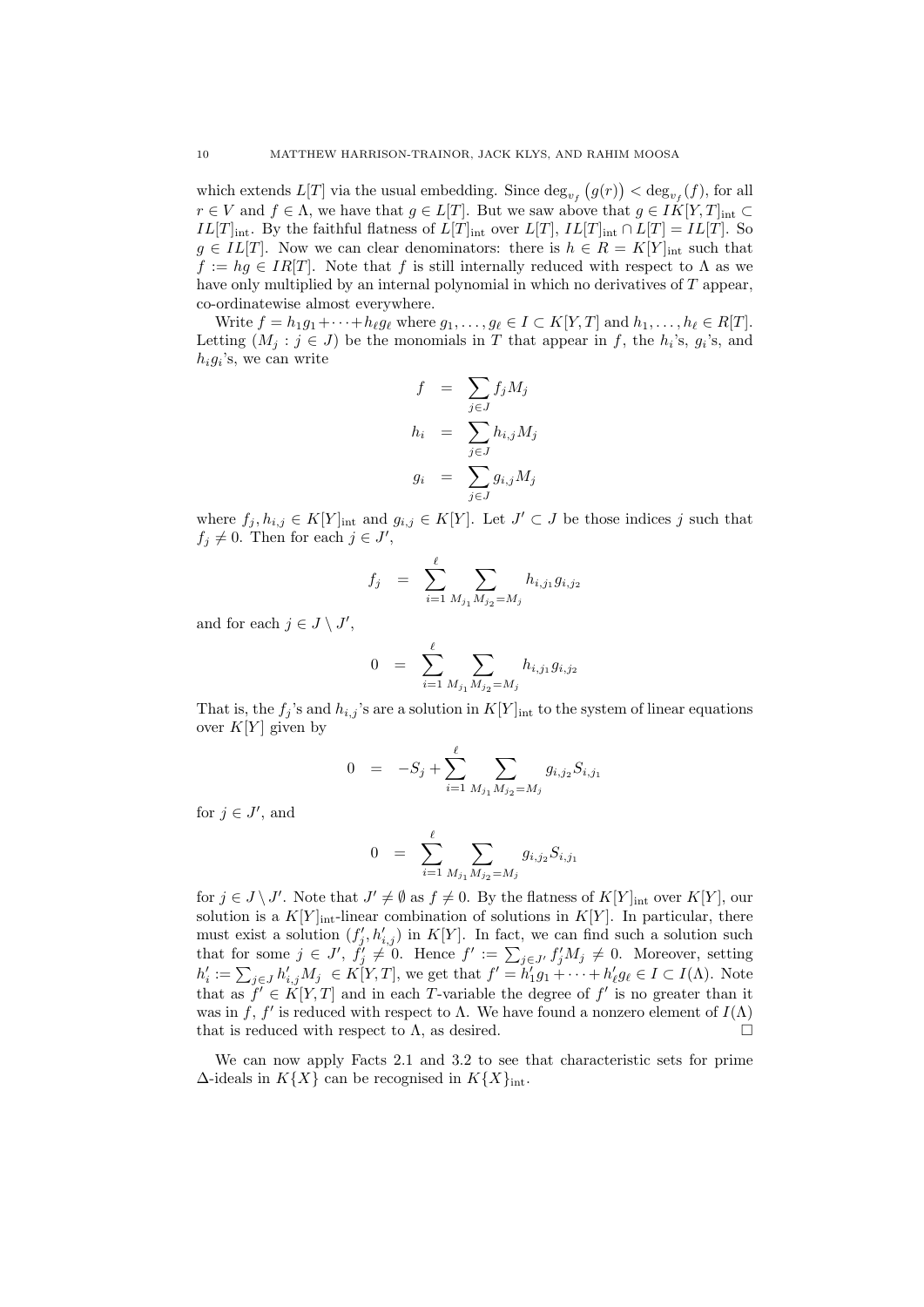which extends $L[T]$ via the usual embedding. Since $\deg_{v_f}\big(g(r)\big) < \deg_{v_f}(f)$, for all $r \in V$ and $f \in \Lambda$, we have that $g \in L[T]$. But we saw above that $g \in IK[Y,T]_{\text{int}} \subset IL[T]_{\text{int}}$. By the faithful flatness of $L[T]_{\text{int}}$ over $L[T]$, $IL[T]_{\text{int}} \cap L[T] = IL[T]$. So $g \in IL[T]$. Now we can clear denominators: there is $h \in R = K[Y]_{\text{int}}$ such that $f := hg \in IR[T]$. Note that $f$ is still internally reduced with respect to $\Lambda$ as we have only multiplied by an internal polynomial in which no derivatives of $T$ appear, co-ordinatewise almost everywhere.

Write $f = h_1 g_1 + \cdots + h_\ell g_\ell$ where $g_1, \ldots, g_\ell \in I \subset K[Y,T]$ and $h_1, \ldots, h_\ell \in R[T]$. Letting $(M_j : j \in J)$ be the monomials in $T$ that appear in $f$, the $h_i$'s, $g_i$'s, and $h_i g_i$'s, we can write

$$
\begin{aligned}
f &= \sum_{j \in J} f_j M_j \\
h_i &= \sum_{j \in J} h_{i,j} M_j \\
g_i &= \sum_{j \in J} g_{i,j} M_j
\end{aligned}
$$

where $f_j, h_{i,j} \in K[Y]_{\text{int}}$ and $g_{i,j} \in K[Y]$. Let $J' \subset J$ be those indices $j$ such that $f_j \neq 0$. Then for each $j \in J'$,

$$
f_j = \sum_{i=1}^{\ell} \sum_{M_{j_1} M_{j_2} = M_j} h_{i,j_1} g_{i,j_2}
$$

and for each $j \in J \setminus J'$,

$$
0 = \sum_{i=1}^{\ell} \sum_{M_{j_1} M_{j_2} = M_j} h_{i,j_1} g_{i,j_2}
$$

That is, the $f_j$'s and $h_{i,j}$'s are a solution in $K[Y]_{\text{int}}$ to the system of linear equations over $K[Y]$ given by

$$
0 = -S_j + \sum_{i=1}^{\ell} \sum_{M_{j_1} M_{j_2} = M_j} g_{i,j_2} S_{i,j_1}
$$

for $j \in J'$, and

$$
0 = \sum_{i=1}^{\ell} \sum_{M_{j_1} M_{j_2} = M_j} g_{i,j_2} S_{i,j_1}
$$

for $j \in J \setminus J'$. Note that $J' \neq \emptyset$ as $f \neq 0$. By the flatness of $K[Y]_{\text{int}}$ over $K[Y]$, our solution is a $K[Y]_{\text{int}}$-linear combination of solutions in $K[Y]$. In particular, there must exist a solution $(f'_j, h'_{i,j})$ in $K[Y]$. In fact, we can find such a solution such that for some $j \in J'$, $f'_j \neq 0$. Hence $f' := \sum_{j \in J'} f'_j M_j \neq 0$. Moreover, setting $h'_i := \sum_{j \in J} h'_{i,j} M_j \in K[Y,T]$, we get that $f' = h'_1 g_1 + \cdots + h'_\ell g_\ell \in I \subset I(\Lambda)$. Note that as $f' \in K[Y,T]$ and in each $T$-variable the degree of $f'$ is no greater than it was in $f$, $f'$ is reduced with respect to $\Lambda$. We have found a nonzero element of $I(\Lambda)$ that is reduced with respect to $\Lambda$, as desired. □

We can now apply Facts 2.1 and 3.2 to see that characteristic sets for prime $\Delta$-ideals in $K\{X\}$ can be recognised in $K\{X\}_{\text{int}}$.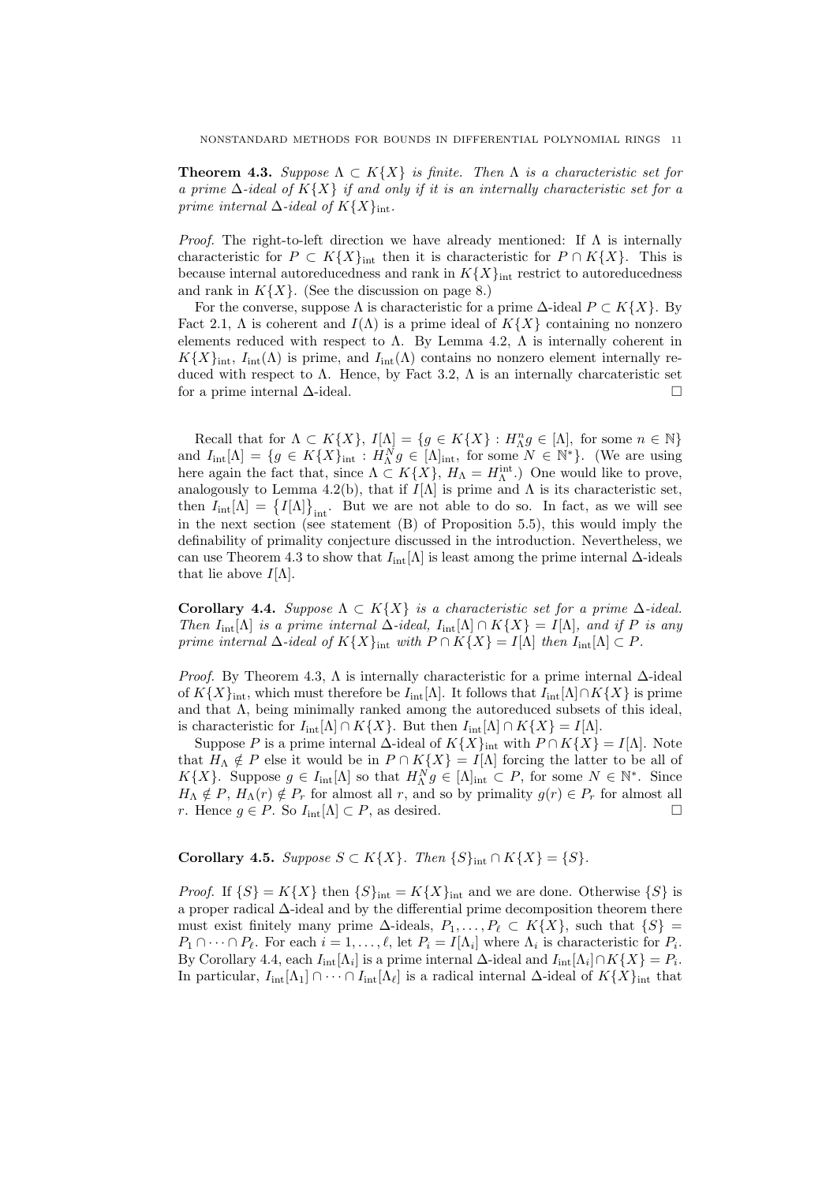**Theorem 4.3.** *Suppose $\Lambda \subset K\{X\}$ is finite. Then $\Lambda$ is a characteristic set for a prime $\Delta$-ideal of $K\{X\}$ if and only if it is an internally characteristic set for a prime internal $\Delta$-ideal of $K\{X\}_{\text{int}}$.*

*Proof.* The right-to-left direction we have already mentioned: If $\Lambda$ is internally characteristic for $P \subset K\{X\}_{\text{int}}$ then it is characteristic for $P \cap K\{X\}$. This is because internal autoreducedness and rank in $K\{X\}_{\text{int}}$ restrict to autoreducedness and rank in $K\{X\}$. (See the discussion on page 8.)

For the converse, suppose $\Lambda$ is characteristic for a prime $\Delta$-ideal $P \subset K\{X\}$. By Fact 2.1, $\Lambda$ is coherent and $I(\Lambda)$ is a prime ideal of $K\{X\}$ containing no nonzero elements reduced with respect to $\Lambda$. By Lemma 4.2, $\Lambda$ is internally coherent in $K\{X\}_{\text{int}}$, $I_{\text{int}}(\Lambda)$ is prime, and $I_{\text{int}}(\Lambda)$ contains no nonzero element internally reduced with respect to $\Lambda$. Hence, by Fact 3.2, $\Lambda$ is an internally charcateristic set for a prime internal $\Delta$-ideal. $\square$

Recall that for $\Lambda \subset K\{X\}$, $I[\Lambda] = \{g \in K\{X\} : H_\Lambda^n g \in [\Lambda]$, for some $n \in \mathbb{N}\}$ and $I_{\text{int}}[\Lambda] = \{g \in K\{X\}_{\text{int}} : H_\Lambda^N g \in [\Lambda]_{\text{int}}$, for some $N \in \mathbb{N}^*\}$. (We are using here again the fact that, since $\Lambda \subset K\{X\}$, $H_\Lambda = H_\Lambda^{\text{int}}$.) One would like to prove, analogously to Lemma 4.2(b), that if $I[\Lambda]$ is prime and $\Lambda$ is its characteristic set, then $I_{\text{int}}[\Lambda] = \{I[\Lambda]\}_{\text{int}}$. But we are not able to do so. In fact, as we will see in the next section (see statement (B) of Proposition 5.5), this would imply the definability of primality conjecture discussed in the introduction. Nevertheless, we can use Theorem 4.3 to show that $I_{\text{int}}[\Lambda]$ is least among the prime internal $\Delta$-ideals that lie above $I[\Lambda]$.

**Corollary 4.4.** *Suppose $\Lambda \subset K\{X\}$ is a characteristic set for a prime $\Delta$-ideal. Then $I_{\text{int}}[\Lambda]$ is a prime internal $\Delta$-ideal, $I_{\text{int}}[\Lambda] \cap K\{X\} = I[\Lambda]$, and if $P$ is any prime internal $\Delta$-ideal of $K\{X\}_{\text{int}}$ with $P \cap K\{X\} = I[\Lambda]$ then $I_{\text{int}}[\Lambda] \subset P$.*

*Proof.* By Theorem 4.3, $\Lambda$ is internally characteristic for a prime internal $\Delta$-ideal of $K\{X\}_{\text{int}}$, which must therefore be $I_{\text{int}}[\Lambda]$. It follows that $I_{\text{int}}[\Lambda] \cap K\{X\}$ is prime and that $\Lambda$, being minimally ranked among the autoreduced subsets of this ideal, is characteristic for $I_{\text{int}}[\Lambda] \cap K\{X\}$. But then $I_{\text{int}}[\Lambda] \cap K\{X\} = I[\Lambda]$.

Suppose $P$ is a prime internal $\Delta$-ideal of $K\{X\}_{\text{int}}$ with $P \cap K\{X\} = I[\Lambda]$. Note that $H_\Lambda \notin P$ else it would be in $P \cap K\{X\} = I[\Lambda]$ forcing the latter to be all of $K\{X\}$. Suppose $g \in I_{\text{int}}[\Lambda]$ so that $H_\Lambda^N g \in [\Lambda]_{\text{int}} \subset P$, for some $N \in \mathbb{N}^*$. Since $H_\Lambda \notin P$, $H_\Lambda(r) \notin P_r$ for almost all $r$, and so by primality $g(r) \in P_r$ for almost all $r$. Hence $g \in P$. So $I_{\text{int}}[\Lambda] \subset P$, as desired. $\square$

**Corollary 4.5.** *Suppose $S \subset K\{X\}$. Then $\{S\}_{\text{int}} \cap K\{X\} = \{S\}$.*

*Proof.* If $\{S\} = K\{X\}$ then $\{S\}_{\text{int}} = K\{X\}_{\text{int}}$ and we are done. Otherwise $\{S\}$ is a proper radical $\Delta$-ideal and by the differential prime decomposition theorem there must exist finitely many prime $\Delta$-ideals, $P_1, \dots, P_\ell \subset K\{X\}$, such that $\{S\} = P_1 \cap \cdots \cap P_\ell$. For each $i = 1, \dots, \ell$, let $P_i = I[\Lambda_i]$ where $\Lambda_i$ is characteristic for $P_i$. By Corollary 4.4, each $I_{\text{int}}[\Lambda_i]$ is a prime internal $\Delta$-ideal and $I_{\text{int}}[\Lambda_i] \cap K\{X\} = P_i$. In particular, $I_{\text{int}}[\Lambda_1] \cap \cdots \cap I_{\text{int}}[\Lambda_\ell]$ is a radical internal $\Delta$-ideal of $K\{X\}_{\text{int}}$ that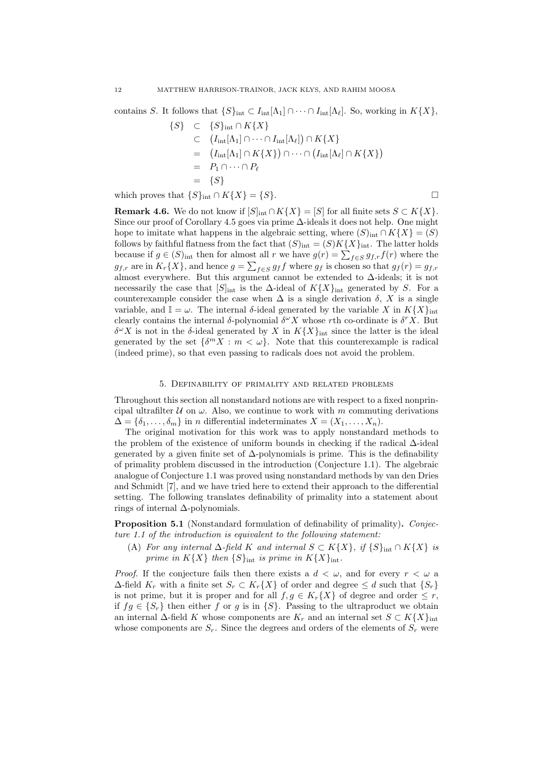contains $S$. It follows that $\{S\}_{\rm int} \subset I_{\rm int}[\Lambda_1] \cap \cdots \cap I_{\rm int}[\Lambda_\ell]$. So, working in $K\{X\}$,

$$
\begin{array}{rcl}
\{S\} & \subset & \{S\}_{\rm int} \cap K\{X\} \\
& \subset & \big(I_{\rm int}[\Lambda_1] \cap \cdots \cap I_{\rm int}[\Lambda_\ell]\big) \cap K\{X\} \\
& = & \big(I_{\rm int}[\Lambda_1] \cap K\{X\}\big) \cap \cdots \cap \big(I_{\rm int}[\Lambda_\ell] \cap K\{X\}\big) \\
& = & P_1 \cap \cdots \cap P_\ell \\
& = & \{S\}
\end{array}
$$

which proves that $\{S\}_{\rm int} \cap K\{X\} = \{S\}$. $\square$

**Remark 4.6.** We do not know if $[S]_{\rm int} \cap K\{X\} = [S]$ for all finite sets $S \subset K\{X\}$. Since our proof of Corollary 4.5 goes via prime $\Delta$-ideals it does not help. One might hope to imitate what happens in the algebraic setting, where $(S)_{\rm int} \cap K\{X\} = (S)$ follows by faithful flatness from the fact that $(S)_{\rm int} = (S)K\{X\}_{\rm int}$. The latter holds because if $g \in (S)_{\rm int}$ then for almost all $r$ we have $g(r) = \sum_{f\in S} g_{f,r} f(r)$ where the $g_{f,r}$ are in $K_r\{X\}$, and hence $g = \sum_{f\in S} g_f f$ where $g_f$ is chosen so that $g_f(r) = g_{f,r}$ almost everywhere. But this argument cannot be extended to $\Delta$-ideals; it is not necessarily the case that $[S]_{\rm int}$ is the $\Delta$-ideal of $K\{X\}_{\rm int}$ generated by $S$. For a counterexample consider the case when $\Delta$ is a single derivation $\delta$, $X$ is a single variable, and $\mathbb{I} = \omega$. The internal $\delta$-ideal generated by the variable $X$ in $K\{X\}_{\rm int}$ clearly contains the internal $\delta$-polynomial $\delta^\omega X$ whose $r$th co-ordinate is $\delta^r X$. But $\delta^\omega X$ is not in the $\delta$-ideal generated by $X$ in $K\{X\}_{\rm int}$ since the latter is the ideal generated by the set $\{\delta^m X : m < \omega\}$. Note that this counterexample is radical (indeed prime), so that even passing to radicals does not avoid the problem.

## 5. Definability of primality and related problems

Throughout this section all nonstandard notions are with respect to a fixed nonprincipal ultrafilter $\mathcal{U}$ on $\omega$. Also, we continue to work with $m$ commuting derivations $\Delta = \{\delta_1, \ldots, \delta_m\}$ in $n$ differential indeterminates $X = (X_1, \ldots, X_n)$.

The original motivation for this work was to apply nonstandard methods to the problem of the existence of uniform bounds in checking if the radical $\Delta$-ideal generated by a given finite set of $\Delta$-polynomials is prime. This is the definability of primality problem discussed in the introduction (Conjecture 1.1). The algebraic analogue of Conjecture 1.1 was proved using nonstandard methods by van den Dries and Schmidt [7], and we have tried here to extend their approach to the differential setting. The following translates definability of primality into a statement about rings of internal $\Delta$-polynomials.

**Proposition 5.1** (Nonstandard formulation of definability of primality)**.** *Conjecture 1.1 of the introduction is equivalent to the following statement:*

(A) *For any internal $\Delta$-field $K$ and internal $S \subset K\{X\}$, if $\{S\}_{\rm int} \cap K\{X\}$ is prime in $K\{X\}$ then $\{S\}_{\rm int}$ is prime in $K\{X\}_{\rm int}$.*

*Proof.* If the conjecture fails then there exists a $d < \omega$, and for every $r < \omega$ a $\Delta$-field $K_r$ with a finite set $S_r \subset K_r\{X\}$ of order and degree $\leq d$ such that $\{S_r\}$ is not prime, but it is proper and for all $f, g \in K_r\{X\}$ of degree and order $\leq r$, if $fg \in \{S_r\}$ then either $f$ or $g$ is in $\{S\}$. Passing to the ultraproduct we obtain an internal $\Delta$-field $K$ whose components are $K_r$ and an internal set $S \subset K\{X\}_{\rm int}$ whose components are $S_r$. Since the degrees and orders of the elements of $S_r$ were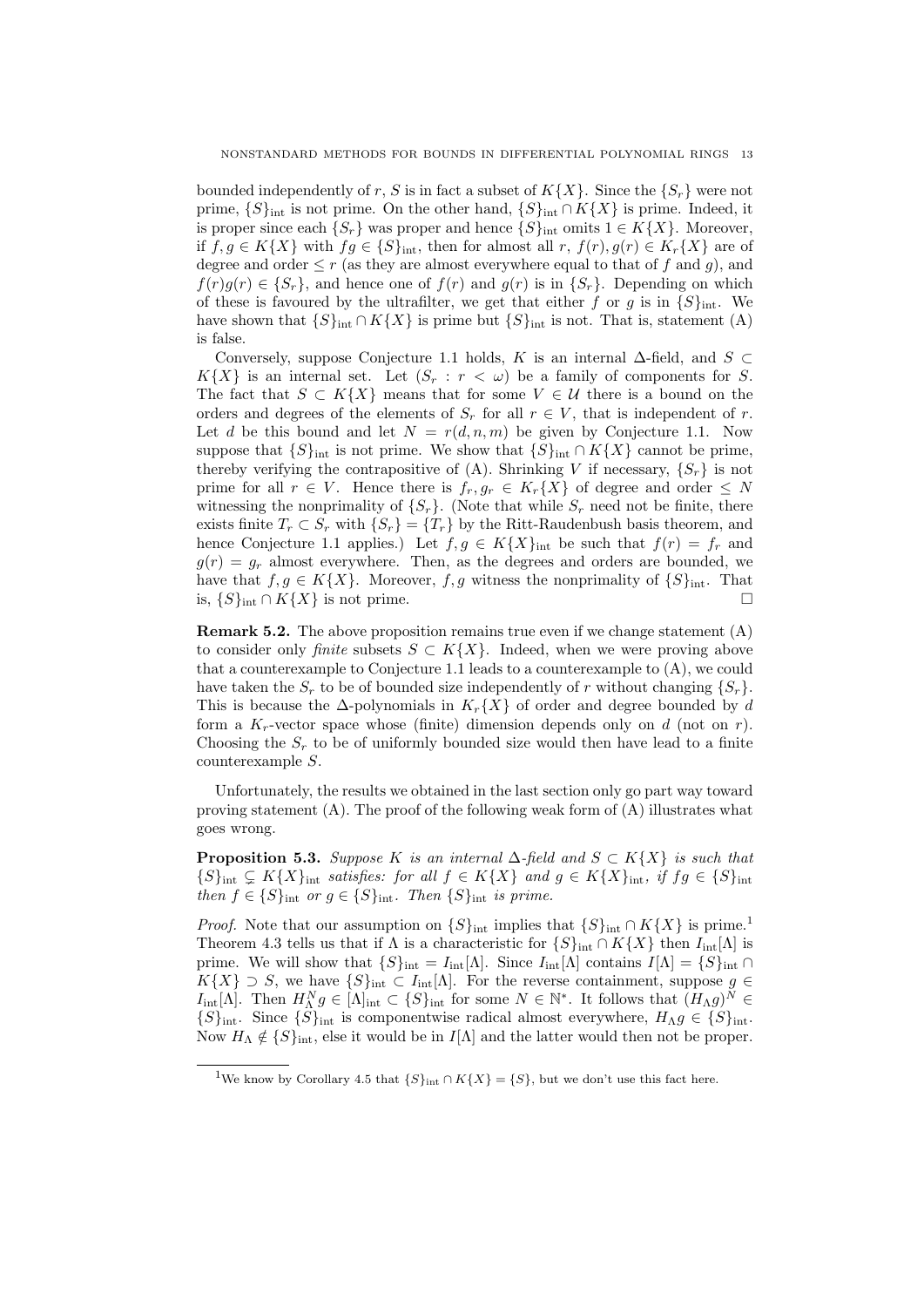bounded independently of $r$, $S$ is in fact a subset of $K\{X\}$. Since the $\{S_r\}$ were not prime, $\{S\}_{\text{int}}$ is not prime. On the other hand, $\{S\}_{\text{int}} \cap K\{X\}$ is prime. Indeed, it is proper since each $\{S_r\}$ was proper and hence $\{S\}_{\text{int}}$ omits $1 \in K\{X\}$. Moreover, if $f, g \in K\{X\}$ with $fg \in \{S\}_{\text{int}}$, then for almost all $r$, $f(r), g(r) \in K_r\{X\}$ are of degree and order $\leq r$ (as they are almost everywhere equal to that of $f$ and $g$), and $f(r)g(r) \in \{S_r\}$, and hence one of $f(r)$ and $g(r)$ is in $\{S_r\}$. Depending on which of these is favoured by the ultrafilter, we get that either $f$ or $g$ is in $\{S\}_{\text{int}}$. We have shown that $\{S\}_{\text{int}} \cap K\{X\}$ is prime but $\{S\}_{\text{int}}$ is not. That is, statement (A) is false.

Conversely, suppose Conjecture 1.1 holds, $K$ is an internal $\Delta$-field, and $S \subset K\{X\}$ is an internal set. Let $(S_r : r < \omega)$ be a family of components for $S$. The fact that $S \subset K\{X\}$ means that for some $V \in \mathcal{U}$ there is a bound on the orders and degrees of the elements of $S_r$ for all $r \in V$, that is independent of $r$. Let $d$ be this bound and let $N = r(d, n, m)$ be given by Conjecture 1.1. Now suppose that $\{S\}_{\text{int}}$ is not prime. We show that $\{S\}_{\text{int}} \cap K\{X\}$ cannot be prime, thereby verifying the contrapositive of (A). Shrinking $V$ if necessary, $\{S_r\}$ is not prime for all $r \in V$. Hence there is $f_r, g_r \in K_r\{X\}$ of degree and order $\leq N$ witnessing the nonprimality of $\{S_r\}$. (Note that while $S_r$ need not be finite, there exists finite $T_r \subset S_r$ with $\{S_r\} = \{T_r\}$ by the Ritt-Raudenbush basis theorem, and hence Conjecture 1.1 applies.) Let $f, g \in K\{X\}_{\text{int}}$ be such that $f(r) = f_r$ and $g(r) = g_r$ almost everywhere. Then, as the degrees and orders are bounded, we have that $f, g \in K\{X\}$. Moreover, $f, g$ witness the nonprimality of $\{S\}_{\text{int}}$. That is, $\{S\}_{\text{int}} \cap K\{X\}$ is not prime. $\square$

**Remark 5.2.** The above proposition remains true even if we change statement (A) to consider only *finite* subsets $S \subset K\{X\}$. Indeed, when we were proving above that a counterexample to Conjecture 1.1 leads to a counterexample to (A), we could have taken the $S_r$ to be of bounded size independently of $r$ without changing $\{S_r\}$. This is because the $\Delta$-polynomials in $K_r\{X\}$ of order and degree bounded by $d$ form a $K_r$-vector space whose (finite) dimension depends only on $d$ (not on $r$). Choosing the $S_r$ to be of uniformly bounded size would then have lead to a finite counterexample $S$.

Unfortunately, the results we obtained in the last section only go part way toward proving statement (A). The proof of the following weak form of (A) illustrates what goes wrong.

**Proposition 5.3.** *Suppose $K$ is an internal $\Delta$-field and $S \subset K\{X\}$ is such that $\{S\}_{\text{int}} \subsetneq K\{X\}_{\text{int}}$ satisfies: for all $f \in K\{X\}$ and $g \in K\{X\}_{\text{int}}$, if $fg \in \{S\}_{\text{int}}$ then $f \in \{S\}_{\text{int}}$ or $g \in \{S\}_{\text{int}}$. Then $\{S\}_{\text{int}}$ is prime.*

*Proof.* Note that our assumption on $\{S\}_{\text{int}}$ implies that $\{S\}_{\text{int}} \cap K\{X\}$ is prime.[1] Theorem 4.3 tells us that if $\Lambda$ is a characteristic for $\{S\}_{\text{int}} \cap K\{X\}$ then $I_{\text{int}}[\Lambda]$ is prime. We will show that $\{S\}_{\text{int}} = I_{\text{int}}[\Lambda]$. Since $I_{\text{int}}[\Lambda]$ contains $I[\Lambda] = \{S\}_{\text{int}} \cap K\{X\} \supset S$, we have $\{S\}_{\text{int}} \subset I_{\text{int}}[\Lambda]$. For the reverse containment, suppose $g \in I_{\text{int}}[\Lambda]$. Then $H_\Lambda^N g \in [\Lambda]_{\text{int}} \subset \{S\}_{\text{int}}$ for some $N \in \mathbb{N}^*$. It follows that $(H_\Lambda g)^N \in \{S\}_{\text{int}}$. Since $\{S\}_{\text{int}}$ is componentwise radical almost everywhere, $H_\Lambda g \in \{S\}_{\text{int}}$. Now $H_\Lambda \notin \{S\}_{\text{int}}$, else it would be in $I[\Lambda]$ and the latter would then not be proper.

[1] We know by Corollary 4.5 that $\{S\}_{\text{int}} \cap K\{X\} = \{S\}$, but we don't use this fact here.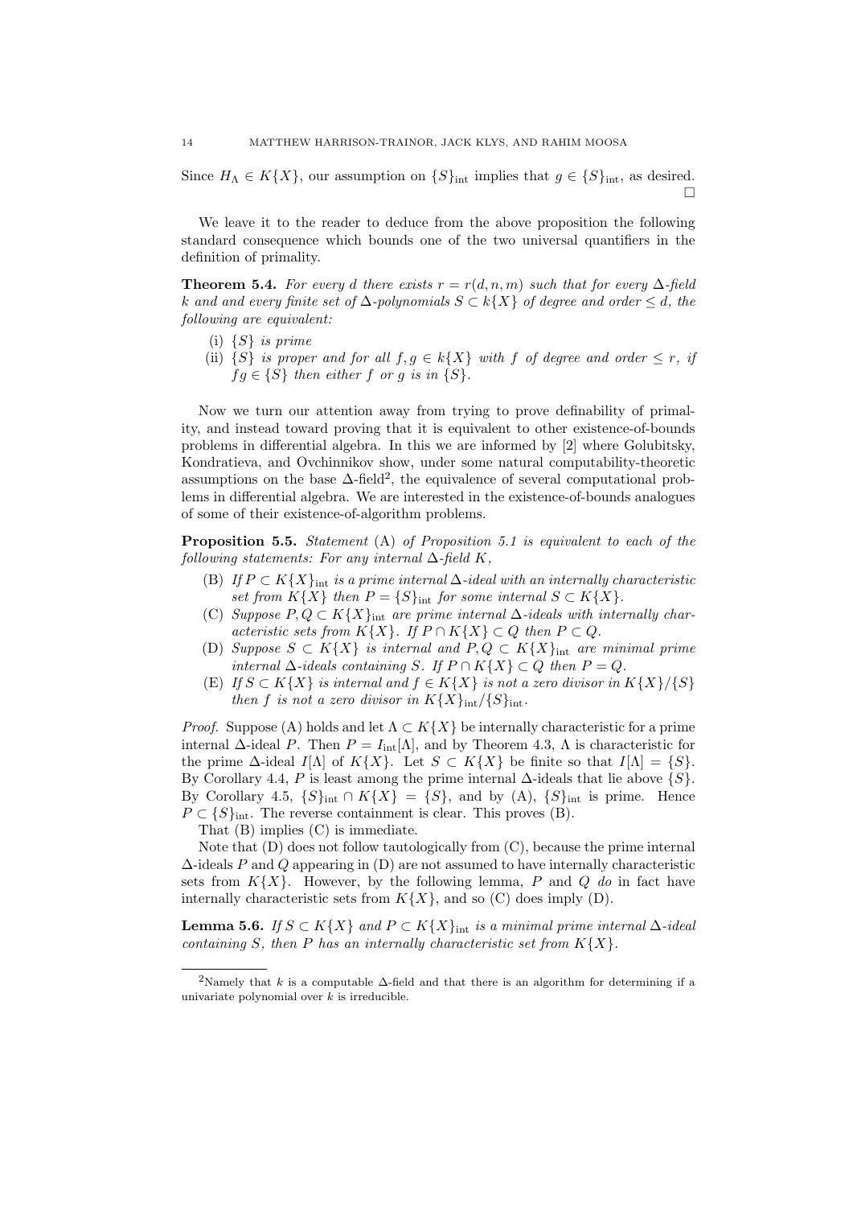Since $H_\Lambda \in K\{X\}$, our assumption on $\{S\}_{\mathrm{int}}$ implies that $g \in \{S\}_{\mathrm{int}}$, as desired. $\square$

We leave it to the reader to deduce from the above proposition the following standard consequence which bounds one of the two universal quantifiers in the definition of primality.

**Theorem 5.4.** *For every $d$ there exists $r = r(d, n, m)$ such that for every $\Delta$-field $k$ and and every finite set of $\Delta$-polynomials $S \subset k\{X\}$ of degree and order $\leq d$, the following are equivalent:*

- (i) *$\{S\}$ is prime*
- (ii) *$\{S\}$ is proper and for all $f, g \in k\{X\}$ with $f$ of degree and order $\leq r$, if $fg \in \{S\}$ then either $f$ or $g$ is in $\{S\}$.*

Now we turn our attention away from trying to prove definability of primality, and instead toward proving that it is equivalent to other existence-of-bounds problems in differential algebra. In this we are informed by [2] where Golubitsky, Kondratieva, and Ovchinnikov show, under some natural computability-theoretic assumptions on the base $\Delta$-field[2], the equivalence of several computational problems in differential algebra. We are interested in the existence-of-bounds analogues of some of their existence-of-algorithm problems.

**Proposition 5.5.** *Statement* (A) *of Proposition 5.1 is equivalent to each of the following statements: For any internal $\Delta$-field $K$,*

- (B) *If $P \subset K\{X\}_{\mathrm{int}}$ is a prime internal $\Delta$-ideal with an internally characteristic set from $K\{X\}$ then $P = \{S\}_{\mathrm{int}}$ for some internal $S \subset K\{X\}$.*
- (C) *Suppose $P, Q \subset K\{X\}_{\mathrm{int}}$ are prime internal $\Delta$-ideals with internally characteristic sets from $K\{X\}$. If $P \cap K\{X\} \subset Q$ then $P \subset Q$.*
- (D) *Suppose $S \subset K\{X\}$ is internal and $P, Q \subset K\{X\}_{\mathrm{int}}$ are minimal prime internal $\Delta$-ideals containing $S$. If $P \cap K\{X\} \subset Q$ then $P = Q$.*
- (E) *If $S \subset K\{X\}$ is internal and $f \in K\{X\}$ is not a zero divisor in $K\{X\}/\{S\}$ then $f$ is not a zero divisor in $K\{X\}_{\mathrm{int}}/\{S\}_{\mathrm{int}}$.*

*Proof.* Suppose (A) holds and let $\Lambda \subset K\{X\}$ be internally characteristic for a prime internal $\Delta$-ideal $P$. Then $P = I_{\mathrm{int}}[\Lambda]$, and by Theorem 4.3, $\Lambda$ is characteristic for the prime $\Delta$-ideal $I[\Lambda]$ of $K\{X\}$. Let $S \subset K\{X\}$ be finite so that $I[\Lambda] = \{S\}$. By Corollary 4.4, $P$ is least among the prime internal $\Delta$-ideals that lie above $\{S\}$. By Corollary 4.5, $\{S\}_{\mathrm{int}} \cap K\{X\} = \{S\}$, and by (A), $\{S\}_{\mathrm{int}}$ is prime. Hence $P \subset \{S\}_{\mathrm{int}}$. The reverse containment is clear. This proves (B).

That (B) implies (C) is immediate.

Note that (D) does not follow tautologically from (C), because the prime internal $\Delta$-ideals $P$ and $Q$ appearing in (D) are not assumed to have internally characteristic sets from $K\{X\}$. However, by the following lemma, $P$ and $Q$ *do* in fact have internally characteristic sets from $K\{X\}$, and so (C) does imply (D).

**Lemma 5.6.** *If $S \subset K\{X\}$ and $P \subset K\{X\}_{\mathrm{int}}$ is a minimal prime internal $\Delta$-ideal containing $S$, then $P$ has an internally characteristic set from $K\{X\}$.*

---

[2] Namely that $k$ is a computable $\Delta$-field and that there is an algorithm for determining if a univariate polynomial over $k$ is irreducible.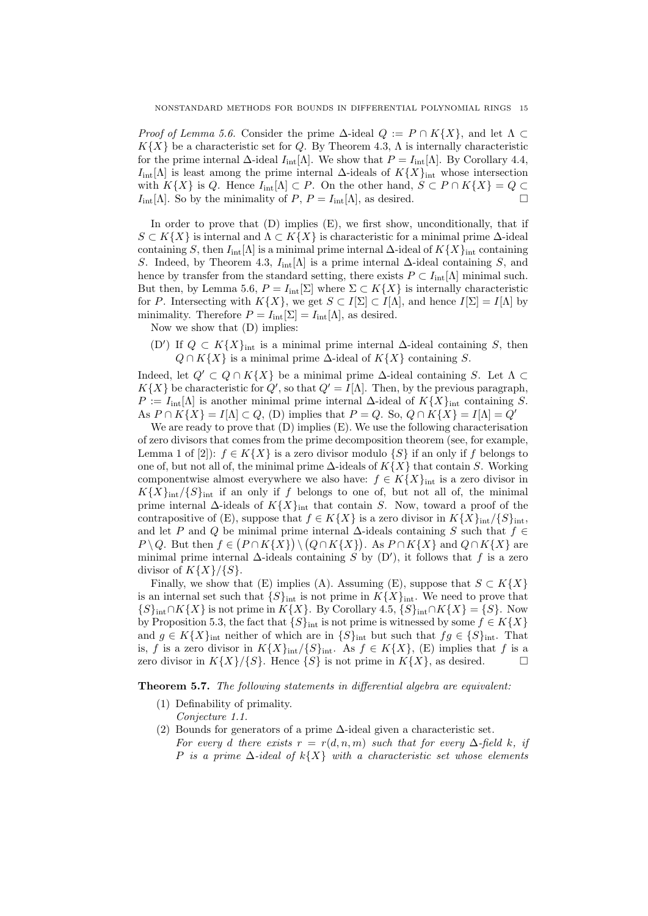*Proof of Lemma 5.6.* Consider the prime $\Delta$-ideal $Q := P \cap K\{X\}$, and let $\Lambda \subset K\{X\}$ be a characteristic set for $Q$. By Theorem 4.3, $\Lambda$ is internally characteristic for the prime internal $\Delta$-ideal $I_{\text{int}}[\Lambda]$. We show that $P = I_{\text{int}}[\Lambda]$. By Corollary 4.4, $I_{\text{int}}[\Lambda]$ is least among the prime internal $\Delta$-ideals of $K\{X\}_{\text{int}}$ whose intersection with $K\{X\}$ is $Q$. Hence $I_{\text{int}}[\Lambda] \subset P$. On the other hand, $S \subset P \cap K\{X\} = Q \subset I_{\text{int}}[\Lambda]$. So by the minimality of $P$, $P = I_{\text{int}}[\Lambda]$, as desired. □

In order to prove that (D) implies (E), we first show, unconditionally, that if $S \subset K\{X\}$ is internal and $\Lambda \subset K\{X\}$ is characteristic for a minimal prime $\Delta$-ideal containing $S$, then $I_{\text{int}}[\Lambda]$ is a minimal prime internal $\Delta$-ideal of $K\{X\}_{\text{int}}$ containing $S$. Indeed, by Theorem 4.3, $I_{\text{int}}[\Lambda]$ is a prime internal $\Delta$-ideal containing $S$, and hence by transfer from the standard setting, there exists $P \subset I_{\text{int}}[\Lambda]$ minimal such. But then, by Lemma 5.6, $P = I_{\text{int}}[\Sigma]$ where $\Sigma \subset K\{X\}$ is internally characteristic for $P$. Intersecting with $K\{X\}$, we get $S \subset I[\Sigma] \subset I[\Lambda]$, and hence $I[\Sigma] = I[\Lambda]$ by minimality. Therefore $P = I_{\text{int}}[\Sigma] = I_{\text{int}}[\Lambda]$, as desired.

Now we show that (D) implies:

(D$'$) If $Q \subset K\{X\}_{\text{int}}$ is a minimal prime internal $\Delta$-ideal containing $S$, then $Q \cap K\{X\}$ is a minimal prime $\Delta$-ideal of $K\{X\}$ containing $S$.

Indeed, let $Q' \subset Q \cap K\{X\}$ be a minimal prime $\Delta$-ideal containing $S$. Let $\Lambda \subset K\{X\}$ be characteristic for $Q'$, so that $Q' = I[\Lambda]$. Then, by the previous paragraph, $P := I_{\text{int}}[\Lambda]$ is another minimal prime internal $\Delta$-ideal of $K\{X\}_{\text{int}}$ containing $S$. As $P \cap K\{X\} = I[\Lambda] \subset Q$, (D) implies that $P = Q$. So, $Q \cap K\{X\} = I[\Lambda] = Q'$

We are ready to prove that (D) implies (E). We use the following characterisation of zero divisors that comes from the prime decomposition theorem (see, for example, Lemma 1 of [2]): $f \in K\{X\}$ is a zero divisor modulo $\{S\}$ if an only if $f$ belongs to one of, but not all of, the minimal prime $\Delta$-ideals of $K\{X\}$ that contain $S$. Working componentwise almost everywhere we also have: $f \in K\{X\}_{\text{int}}$ is a zero divisor in $K\{X\}_{\text{int}}/\{S\}_{\text{int}}$ if an only if $f$ belongs to one of, but not all of, the minimal prime internal $\Delta$-ideals of $K\{X\}_{\text{int}}$ that contain $S$. Now, toward a proof of the contrapositive of (E), suppose that $f \in K\{X\}$ is a zero divisor in $K\{X\}_{\text{int}}/\{S\}_{\text{int}}$, and let $P$ and $Q$ be minimal prime internal $\Delta$-ideals containing $S$ such that $f \in P \setminus Q$. But then $f \in \big(P \cap K\{X\}\big) \setminus \big(Q \cap K\{X\}\big)$. As $P \cap K\{X\}$ and $Q \cap K\{X\}$ are minimal prime internal $\Delta$-ideals containing $S$ by (D$'$), it follows that $f$ is a zero divisor of $K\{X\}/\{S\}$.

Finally, we show that (E) implies (A). Assuming (E), suppose that $S \subset K\{X\}$ is an internal set such that $\{S\}_{\text{int}}$ is not prime in $K\{X\}_{\text{int}}$. We need to prove that $\{S\}_{\text{int}} \cap K\{X\}$ is not prime in $K\{X\}$. By Corollary 4.5, $\{S\}_{\text{int}} \cap K\{X\} = \{S\}$. Now by Proposition 5.3, the fact that $\{S\}_{\text{int}}$ is not prime is witnessed by some $f \in K\{X\}$ and $g \in K\{X\}_{\text{int}}$ neither of which are in $\{S\}_{\text{int}}$ but such that $fg \in \{S\}_{\text{int}}$. That is, $f$ is a zero divisor in $K\{X\}_{\text{int}}/\{S\}_{\text{int}}$. As $f \in K\{X\}$, (E) implies that $f$ is a zero divisor in $K\{X\}/\{S\}$. Hence $\{S\}$ is not prime in $K\{X\}$, as desired. □

**Theorem 5.7.** *The following statements in differential algebra are equivalent:*

(1) Definability of primality.
*Conjecture 1.1.*

(2) Bounds for generators of a prime $\Delta$-ideal given a characteristic set.
*For every $d$ there exists $r = r(d, n, m)$ such that for every $\Delta$-field $k$, if $P$ is a prime $\Delta$-ideal of $k\{X\}$ with a characteristic set whose elements*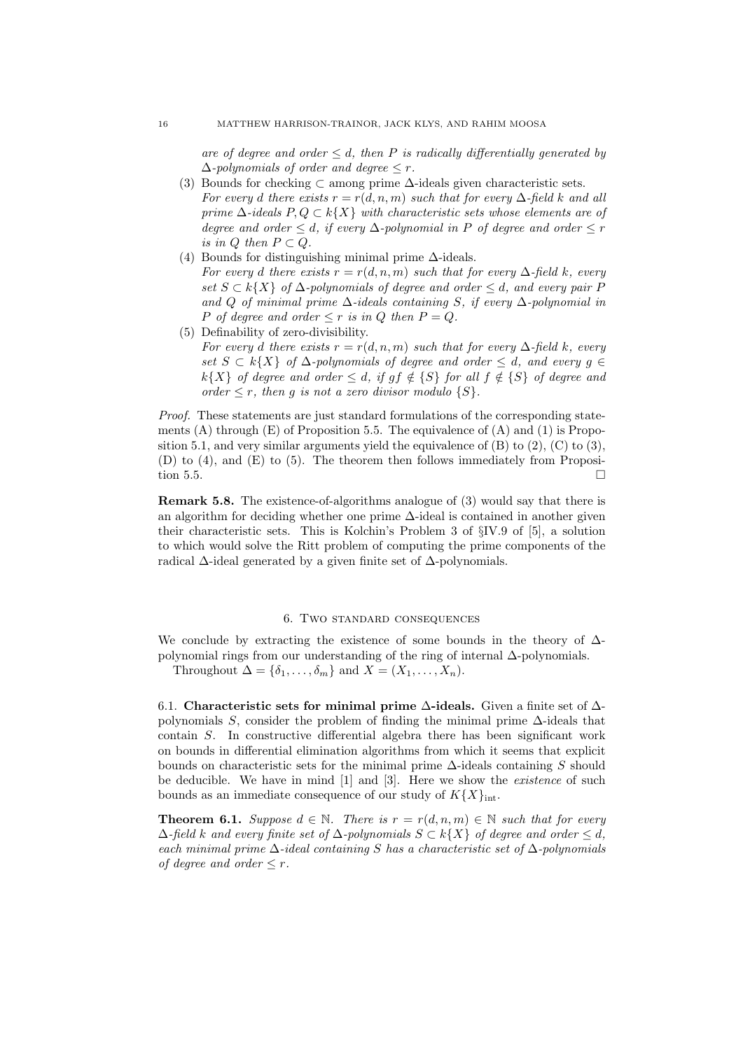*are of degree and order $\leq d$, then $P$ is radically differentially generated by $\Delta$-polynomials of order and degree $\leq r$.*

(3) Bounds for checking $\subset$ among prime $\Delta$-ideals given characteristic sets.
*For every $d$ there exists $r = r(d, n, m)$ such that for every $\Delta$-field $k$ and all prime $\Delta$-ideals $P, Q \subset k\{X\}$ with characteristic sets whose elements are of degree and order $\leq d$, if every $\Delta$-polynomial in $P$ of degree and order $\leq r$ is in $Q$ then $P \subset Q$.*

(4) Bounds for distinguishing minimal prime $\Delta$-ideals.
*For every $d$ there exists $r = r(d, n, m)$ such that for every $\Delta$-field $k$, every set $S \subset k\{X\}$ of $\Delta$-polynomials of degree and order $\leq d$, and every pair $P$ and $Q$ of minimal prime $\Delta$-ideals containing $S$, if every $\Delta$-polynomial in $P$ of degree and order $\leq r$ is in $Q$ then $P = Q$.*

(5) Definability of zero-divisibility.
*For every $d$ there exists $r = r(d, n, m)$ such that for every $\Delta$-field $k$, every set $S \subset k\{X\}$ of $\Delta$-polynomials of degree and order $\leq d$, and every $g \in k\{X\}$ of degree and order $\leq d$, if $gf \notin \{S\}$ for all $f \notin \{S\}$ of degree and order $\leq r$, then $g$ is not a zero divisor modulo $\{S\}$.*

*Proof.* These statements are just standard formulations of the corresponding statements (A) through (E) of Proposition 5.5. The equivalence of (A) and (1) is Proposition 5.1, and very similar arguments yield the equivalence of (B) to (2), (C) to (3), (D) to (4), and (E) to (5). The theorem then follows immediately from Proposition 5.5. $\square$

**Remark 5.8.** The existence-of-algorithms analogue of (3) would say that there is an algorithm for deciding whether one prime $\Delta$-ideal is contained in another given their characteristic sets. This is Kolchin's Problem 3 of §IV.9 of [5], a solution to which would solve the Ritt problem of computing the prime components of the radical $\Delta$-ideal generated by a given finite set of $\Delta$-polynomials.

## 6. Two standard consequences

We conclude by extracting the existence of some bounds in the theory of $\Delta$-polynomial rings from our understanding of the ring of internal $\Delta$-polynomials.

Throughout $\Delta = \{\delta_1, \ldots, \delta_m\}$ and $X = (X_1, \ldots, X_n)$.

### 6.1. Characteristic sets for minimal prime $\Delta$-ideals.

Given a finite set of $\Delta$-polynomials $S$, consider the problem of finding the minimal prime $\Delta$-ideals that contain $S$. In constructive differential algebra there has been significant work on bounds in differential elimination algorithms from which it seems that explicit bounds on characteristic sets for the minimal prime $\Delta$-ideals containing $S$ should be deducible. We have in mind [1] and [3]. Here we show the *existence* of such bounds as an immediate consequence of our study of $K\{X\}_{\text{int}}$.

**Theorem 6.1.** *Suppose $d \in \mathbb{N}$. There is $r = r(d, n, m) \in \mathbb{N}$ such that for every $\Delta$-field $k$ and every finite set of $\Delta$-polynomials $S \subset k\{X\}$ of degree and order $\leq d$, each minimal prime $\Delta$-ideal containing $S$ has a characteristic set of $\Delta$-polynomials of degree and order $\leq r$.*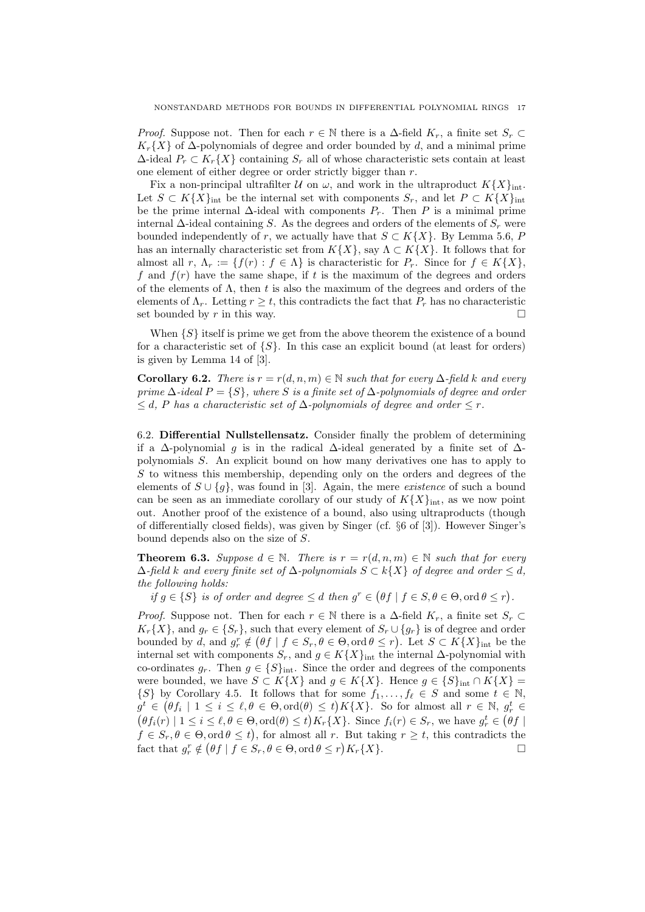*Proof.* Suppose not. Then for each $r \in \mathbb{N}$ there is a $\Delta$-field $K_r$, a finite set $S_r \subset K_r\{X\}$ of $\Delta$-polynomials of degree and order bounded by $d$, and a minimal prime $\Delta$-ideal $P_r \subset K_r\{X\}$ containing $S_r$ all of whose characteristic sets contain at least one element of either degree or order strictly bigger than $r$.

Fix a non-principal ultrafilter $\mathcal{U}$ on $\omega$, and work in the ultraproduct $K\{X\}_{\text{int}}$. Let $S \subset K\{X\}_{\text{int}}$ be the internal set with components $S_r$, and let $P \subset K\{X\}_{\text{int}}$ be the prime internal $\Delta$-ideal with components $P_r$. Then $P$ is a minimal prime internal $\Delta$-ideal containing $S$. As the degrees and orders of the elements of $S_r$ were bounded independently of $r$, we actually have that $S \subset K\{X\}$. By Lemma 5.6, $P$ has an internally characteristic set from $K\{X\}$, say $\Lambda \subset K\{X\}$. It follows that for almost all $r$, $\Lambda_r := \{f(r) : f \in \Lambda\}$ is characteristic for $P_r$. Since for $f \in K\{X\}$, $f$ and $f(r)$ have the same shape, if $t$ is the maximum of the degrees and orders of the elements of $\Lambda$, then $t$ is also the maximum of the degrees and orders of the elements of $\Lambda_r$. Letting $r \geq t$, this contradicts the fact that $P_r$ has no characteristic set bounded by $r$ in this way. $\square$

When $\{S\}$ itself is prime we get from the above theorem the existence of a bound for a characteristic set of $\{S\}$. In this case an explicit bound (at least for orders) is given by Lemma 14 of [3].

**Corollary 6.2.** *There is $r = r(d, n, m) \in \mathbb{N}$ such that for every $\Delta$-field $k$ and every prime $\Delta$-ideal $P = \{S\}$, where $S$ is a finite set of $\Delta$-polynomials of degree and order $\leq d$, $P$ has a characteristic set of $\Delta$-polynomials of degree and order $\leq r$.*

6.2. **Differential Nullstellensatz.** Consider finally the problem of determining if a $\Delta$-polynomial $g$ is in the radical $\Delta$-ideal generated by a finite set of $\Delta$-polynomials $S$. An explicit bound on how many derivatives one has to apply to $S$ to witness this membership, depending only on the orders and degrees of the elements of $S \cup \{g\}$, was found in [3]. Again, the mere *existence* of such a bound can be seen as an immediate corollary of our study of $K\{X\}_{\text{int}}$, as we now point out. Another proof of the existence of a bound, also using ultraproducts (though of differentially closed fields), was given by Singer (cf. §6 of [3]). However Singer's bound depends also on the size of $S$.

**Theorem 6.3.** *Suppose $d \in \mathbb{N}$. There is $r = r(d, n, m) \in \mathbb{N}$ such that for every $\Delta$-field $k$ and every finite set of $\Delta$-polynomials $S \subset k\{X\}$ of degree and order $\leq d$, the following holds:*

*if $g \in \{S\}$ is of order and degree $\leq d$ then $g^r \in \big(\theta f \mid f \in S, \theta \in \Theta, \operatorname{ord}\theta \leq r\big)$.*

*Proof.* Suppose not. Then for each $r \in \mathbb{N}$ there is a $\Delta$-field $K_r$, a finite set $S_r \subset K_r\{X\}$, and $g_r \in \{S_r\}$, such that every element of $S_r \cup \{g_r\}$ is of degree and order bounded by $d$, and $g_r^r \notin \big(\theta f \mid f \in S_r, \theta \in \Theta, \operatorname{ord}\theta \leq r\big)$. Let $S \subset K\{X\}_{\text{int}}$ be the internal set with components $S_r$, and $g \in K\{X\}_{\text{int}}$ the internal $\Delta$-polynomial with co-ordinates $g_r$. Then $g \in \{S\}_{\text{int}}$. Since the order and degrees of the components were bounded, we have $S \subset K\{X\}$ and $g \in K\{X\}$. Hence $g \in \{S\}_{\text{int}} \cap K\{X\} = \{S\}$ by Corollary 4.5. It follows that for some $f_1, \ldots, f_\ell \in S$ and some $t \in \mathbb{N}$, $g^t \in \big(\theta f_i \mid 1 \leq i \leq \ell, \theta \in \Theta, \operatorname{ord}(\theta) \leq t\big)K\{X\}$. So for almost all $r \in \mathbb{N}$, $g_r^t \in \big(\theta f_i(r) \mid 1 \leq i \leq \ell, \theta \in \Theta, \operatorname{ord}(\theta) \leq t\big)K_r\{X\}$. Since $f_i(r) \in S_r$, we have $g_r^t \in \big(\theta f \mid f \in S_r, \theta \in \Theta, \operatorname{ord}\theta \leq t\big)$, for almost all $r$. But taking $r \geq t$, this contradicts the fact that $g_r^r \notin \big(\theta f \mid f \in S_r, \theta \in \Theta, \operatorname{ord}\theta \leq r\big)K_r\{X\}$. $\square$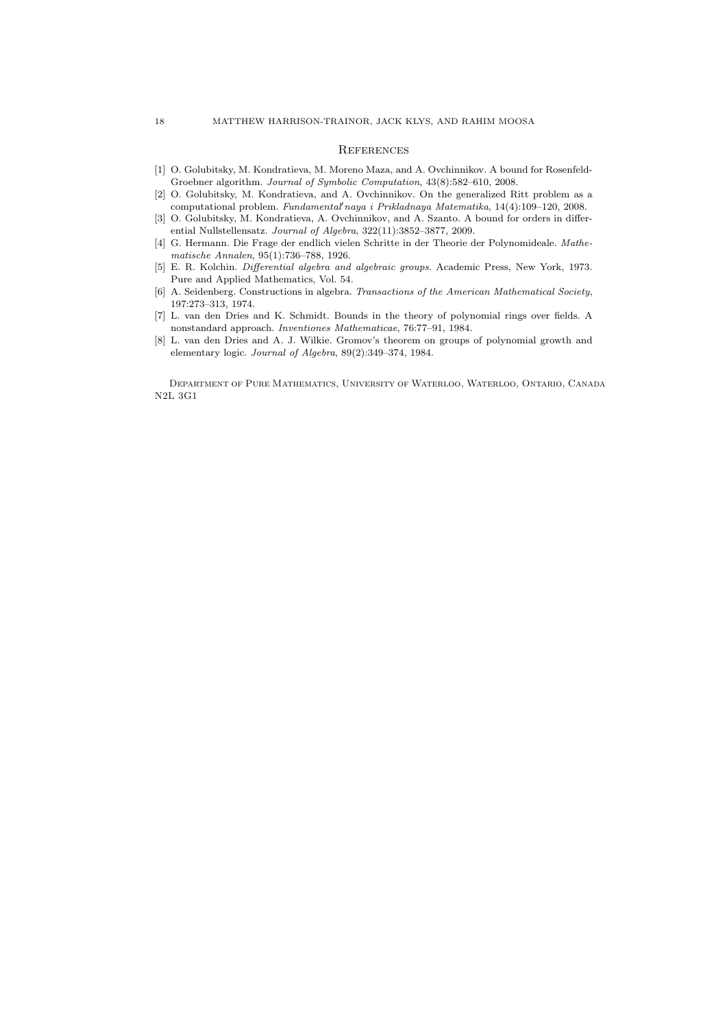## References

[1] O. Golubitsky, M. Kondratieva, M. Moreno Maza, and A. Ovchinnikov. A bound for Rosenfeld-Groebner algorithm. *Journal of Symbolic Computation*, 43(8):582–610, 2008.

[2] O. Golubitsky, M. Kondratieva, and A. Ovchinnikov. On the generalized Ritt problem as a computational problem. *Fundamental′naya i Prikladnaya Matematika*, 14(4):109–120, 2008.

[3] O. Golubitsky, M. Kondratieva, A. Ovchinnikov, and A. Szanto. A bound for orders in differential Nullstellensatz. *Journal of Algebra*, 322(11):3852–3877, 2009.

[4] G. Hermann. Die Frage der endlich vielen Schritte in der Theorie der Polynomideale. *Mathematische Annalen*, 95(1):736–788, 1926.

[5] E. R. Kolchin. *Differential algebra and algebraic groups*. Academic Press, New York, 1973. Pure and Applied Mathematics, Vol. 54.

[6] A. Seidenberg. Constructions in algebra. *Transactions of the American Mathematical Society*, 197:273–313, 1974.

[7] L. van den Dries and K. Schmidt. Bounds in the theory of polynomial rings over fields. A nonstandard approach. *Inventiones Mathematicae*, 76:77–91, 1984.

[8] L. van den Dries and A. J. Wilkie. Gromov's theorem on groups of polynomial growth and elementary logic. *Journal of Algebra*, 89(2):349–374, 1984.

Department of Pure Mathematics, University of Waterloo, Waterloo, Ontario, Canada N2L 3G1